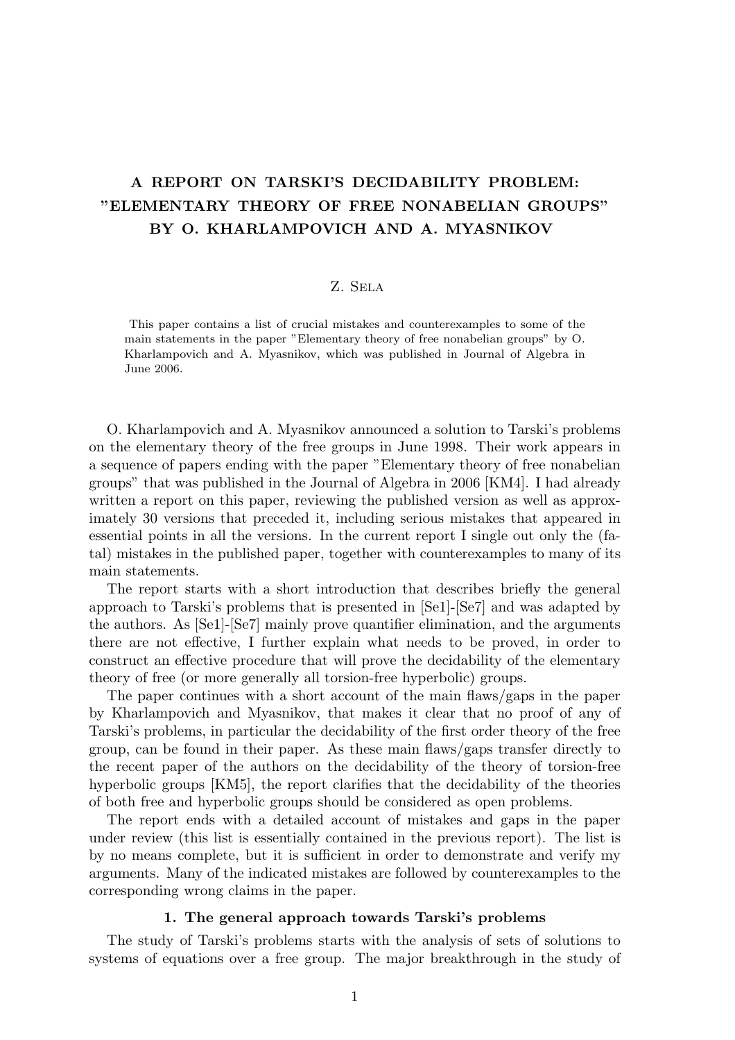# A REPORT ON TARSKI'S DECIDABILITY PROBLEM: "ELEMENTARY THEORY OF FREE NONABELIAN GROUPS" BY O. KHARLAMPOVICH AND A. MYASNIKOV

Z. Sela

This paper contains a list of crucial mistakes and counterexamples to some of the main statements in the paper "Elementary theory of free nonabelian groups" by O. Kharlampovich and A. Myasnikov, which was published in Journal of Algebra in June 2006.

O. Kharlampovich and A. Myasnikov announced a solution to Tarski's problems on the elementary theory of the free groups in June 1998. Their work appears in a sequence of papers ending with the paper "Elementary theory of free nonabelian groups" that was published in the Journal of Algebra in 2006 [KM4]. I had already written a report on this paper, reviewing the published version as well as approximately 30 versions that preceded it, including serious mistakes that appeared in essential points in all the versions. In the current report I single out only the (fatal) mistakes in the published paper, together with counterexamples to many of its main statements.

The report starts with a short introduction that describes briefly the general approach to Tarski's problems that is presented in [Se1]-[Se7] and was adapted by the authors. As [Se1]-[Se7] mainly prove quantifier elimination, and the arguments there are not effective, I further explain what needs to be proved, in order to construct an effective procedure that will prove the decidability of the elementary theory of free (or more generally all torsion-free hyperbolic) groups.

The paper continues with a short account of the main flaws/gaps in the paper by Kharlampovich and Myasnikov, that makes it clear that no proof of any of Tarski's problems, in particular the decidability of the first order theory of the free group, can be found in their paper. As these main flaws/gaps transfer directly to the recent paper of the authors on the decidability of the theory of torsion-free hyperbolic groups [KM5], the report clarifies that the decidability of the theories of both free and hyperbolic groups should be considered as open problems.

The report ends with a detailed account of mistakes and gaps in the paper under review (this list is essentially contained in the previous report). The list is by no means complete, but it is sufficient in order to demonstrate and verify my arguments. Many of the indicated mistakes are followed by counterexamples to the corresponding wrong claims in the paper.

## 1. The general approach towards Tarski's problems

The study of Tarski's problems starts with the analysis of sets of solutions to systems of equations over a free group. The major breakthrough in the study of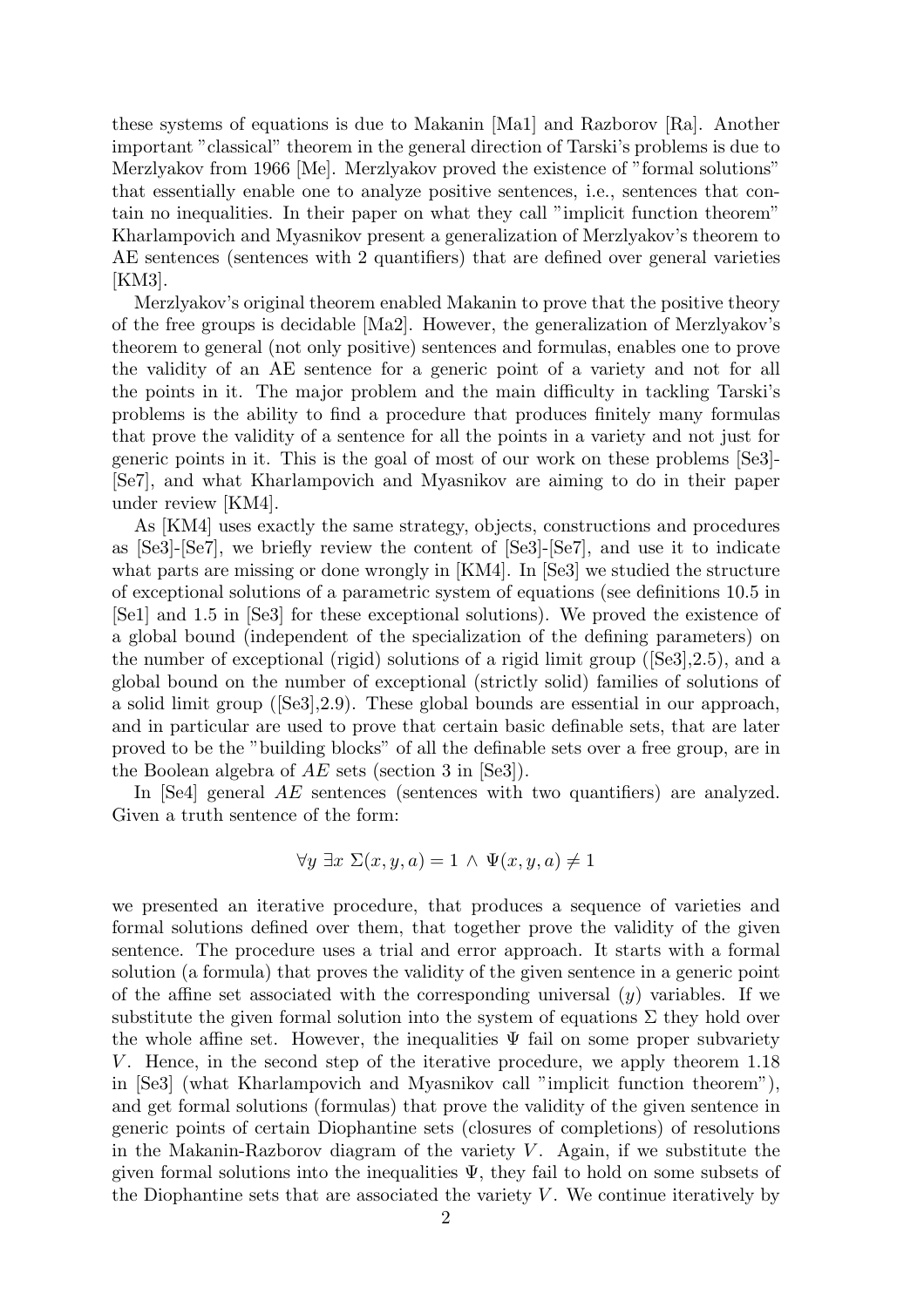these systems of equations is due to Makanin [Ma1] and Razborov [Ra]. Another important "classical" theorem in the general direction of Tarski's problems is due to Merzlyakov from 1966 [Me]. Merzlyakov proved the existence of "formal solutions" that essentially enable one to analyze positive sentences, i.e., sentences that contain no inequalities. In their paper on what they call "implicit function theorem" Kharlampovich and Myasnikov present a generalization of Merzlyakov's theorem to AE sentences (sentences with 2 quantifiers) that are defined over general varieties [KM3].

Merzlyakov's original theorem enabled Makanin to prove that the positive theory of the free groups is decidable [Ma2]. However, the generalization of Merzlyakov's theorem to general (not only positive) sentences and formulas, enables one to prove the validity of an AE sentence for a generic point of a variety and not for all the points in it. The major problem and the main difficulty in tackling Tarski's problems is the ability to find a procedure that produces finitely many formulas that prove the validity of a sentence for all the points in a variety and not just for generic points in it. This is the goal of most of our work on these problems [Se3]-[Se7], and what Kharlampovich and Myasnikov are aiming to do in their paper under review [KM4].

As [KM4] uses exactly the same strategy, objects, constructions and procedures as [Se3]-[Se7], we briefly review the content of [Se3]-[Se7], and use it to indicate what parts are missing or done wrongly in [KM4]. In [Se3] we studied the structure of exceptional solutions of a parametric system of equations (see definitions 10.5 in [Se1] and 1.5 in [Se3] for these exceptional solutions). We proved the existence of a global bound (independent of the specialization of the defining parameters) on the number of exceptional (rigid) solutions of a rigid limit group ([Se3],2.5), and a global bound on the number of exceptional (strictly solid) families of solutions of a solid limit group ([Se3],2.9). These global bounds are essential in our approach, and in particular are used to prove that certain basic definable sets, that are later proved to be the "building blocks" of all the definable sets over a free group, are in the Boolean algebra of $AE$ sets (section 3 in [Se3]).

In [Se4] general $AE$ sentences (sentences with two quantifiers) are analyzed. Given a truth sentence of the form:

$$\forall y \ \exists x \ \Sigma(x, y, a) = 1 \ \wedge \ \Psi(x, y, a) \neq 1$$

we presented an iterative procedure, that produces a sequence of varieties and formal solutions defined over them, that together prove the validity of the given sentence. The procedure uses a trial and error approach. It starts with a formal solution (a formula) that proves the validity of the given sentence in a generic point of the affine set associated with the corresponding universal ($y$) variables. If we substitute the given formal solution into the system of equations $\Sigma$ they hold over the whole affine set. However, the inequalities $\Psi$ fail on some proper subvariety $V$. Hence, in the second step of the iterative procedure, we apply theorem 1.18 in [Se3] (what Kharlampovich and Myasnikov call "implicit function theorem"), and get formal solutions (formulas) that prove the validity of the given sentence in generic points of certain Diophantine sets (closures of completions) of resolutions in the Makanin-Razborov diagram of the variety $V$. Again, if we substitute the given formal solutions into the inequalities $\Psi$, they fail to hold on some subsets of the Diophantine sets that are associated the variety $V$. We continue iteratively by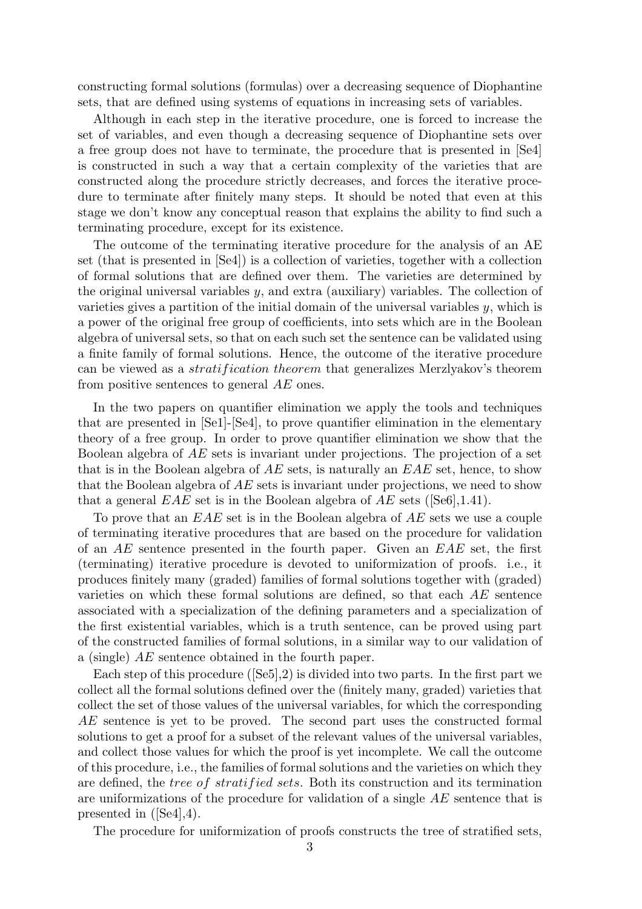constructing formal solutions (formulas) over a decreasing sequence of Diophantine sets, that are defined using systems of equations in increasing sets of variables.

Although in each step in the iterative procedure, one is forced to increase the set of variables, and even though a decreasing sequence of Diophantine sets over a free group does not have to terminate, the procedure that is presented in [Se4] is constructed in such a way that a certain complexity of the varieties that are constructed along the procedure strictly decreases, and forces the iterative procedure to terminate after finitely many steps. It should be noted that even at this stage we don't know any conceptual reason that explains the ability to find such a terminating procedure, except for its existence.

The outcome of the terminating iterative procedure for the analysis of an AE set (that is presented in [Se4]) is a collection of varieties, together with a collection of formal solutions that are defined over them. The varieties are determined by the original universal variables $y$, and extra (auxiliary) variables. The collection of varieties gives a partition of the initial domain of the universal variables $y$, which is a power of the original free group of coefficients, into sets which are in the Boolean algebra of universal sets, so that on each such set the sentence can be validated using a finite family of formal solutions. Hence, the outcome of the iterative procedure can be viewed as a *stratification theorem* that generalizes Merzlyakov's theorem from positive sentences to general *AE* ones.

In the two papers on quantifier elimination we apply the tools and techniques that are presented in [Se1]-[Se4], to prove quantifier elimination in the elementary theory of a free group. In order to prove quantifier elimination we show that the Boolean algebra of *AE* sets is invariant under projections. The projection of a set that is in the Boolean algebra of *AE* sets, is naturally an *EAE* set, hence, to show that the Boolean algebra of *AE* sets is invariant under projections, we need to show that a general *EAE* set is in the Boolean algebra of *AE* sets ([Se6],1.41).

To prove that an *EAE* set is in the Boolean algebra of *AE* sets we use a couple of terminating iterative procedures that are based on the procedure for validation of an *AE* sentence presented in the fourth paper. Given an *EAE* set, the first (terminating) iterative procedure is devoted to uniformization of proofs. i.e., it produces finitely many (graded) families of formal solutions together with (graded) varieties on which these formal solutions are defined, so that each *AE* sentence associated with a specialization of the defining parameters and a specialization of the first existential variables, which is a truth sentence, can be proved using part of the constructed families of formal solutions, in a similar way to our validation of a (single) *AE* sentence obtained in the fourth paper.

Each step of this procedure ([Se5],2) is divided into two parts. In the first part we collect all the formal solutions defined over the (finitely many, graded) varieties that collect the set of those values of the universal variables, for which the corresponding *AE* sentence is yet to be proved. The second part uses the constructed formal solutions to get a proof for a subset of the relevant values of the universal variables, and collect those values for which the proof is yet incomplete. We call the outcome of this procedure, i.e., the families of formal solutions and the varieties on which they are defined, the *tree of stratified sets*. Both its construction and its termination are uniformizations of the procedure for validation of a single *AE* sentence that is presented in ([Se4],4).

The procedure for uniformization of proofs constructs the tree of stratified sets,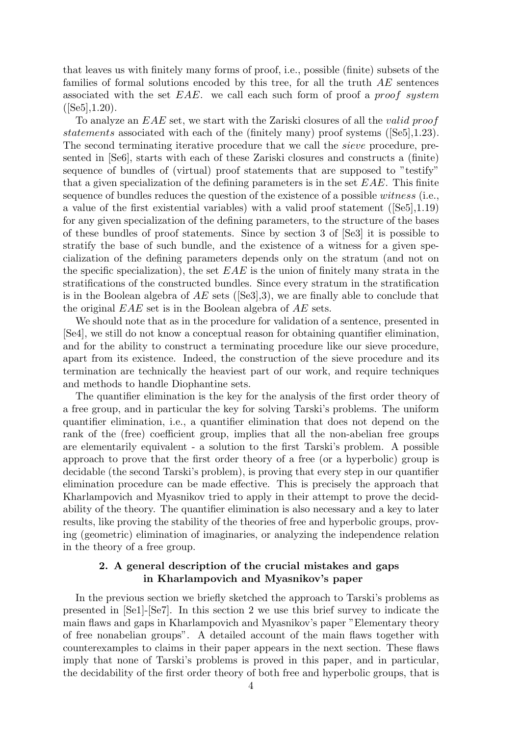that leaves us with finitely many forms of proof, i.e., possible (finite) subsets of the families of formal solutions encoded by this tree, for all the truth $AE$ sentences associated with the set $EAE$. we call each such form of proof a *proof system* ([Se5],1.20).

To analyze an $EAE$ set, we start with the Zariski closures of all the *valid proof statements* associated with each of the (finitely many) proof systems ([Se5],1.23). The second terminating iterative procedure that we call the *sieve* procedure, presented in [Se6], starts with each of these Zariski closures and constructs a (finite) sequence of bundles of (virtual) proof statements that are supposed to "testify" that a given specialization of the defining parameters is in the set $EAE$. This finite sequence of bundles reduces the question of the existence of a possible *witness* (i.e., a value of the first existential variables) with a valid proof statement ([Se5],1.19) for any given specialization of the defining parameters, to the structure of the bases of these bundles of proof statements. Since by section 3 of [Se3] it is possible to stratify the base of such bundle, and the existence of a witness for a given specialization of the defining parameters depends only on the stratum (and not on the specific specialization), the set $EAE$ is the union of finitely many strata in the stratifications of the constructed bundles. Since every stratum in the stratification is in the Boolean algebra of $AE$ sets ([Se3],3), we are finally able to conclude that the original $EAE$ set is in the Boolean algebra of $AE$ sets.

We should note that as in the procedure for validation of a sentence, presented in [Se4], we still do not know a conceptual reason for obtaining quantifier elimination, and for the ability to construct a terminating procedure like our sieve procedure, apart from its existence. Indeed, the construction of the sieve procedure and its termination are technically the heaviest part of our work, and require techniques and methods to handle Diophantine sets.

The quantifier elimination is the key for the analysis of the first order theory of a free group, and in particular the key for solving Tarski's problems. The uniform quantifier elimination, i.e., a quantifier elimination that does not depend on the rank of the (free) coefficient group, implies that all the non-abelian free groups are elementarily equivalent - a solution to the first Tarski's problem. A possible approach to prove that the first order theory of a free (or a hyperbolic) group is decidable (the second Tarski's problem), is proving that every step in our quantifier elimination procedure can be made effective. This is precisely the approach that Kharlampovich and Myasnikov tried to apply in their attempt to prove the decidability of the theory. The quantifier elimination is also necessary and a key to later results, like proving the stability of the theories of free and hyperbolic groups, proving (geometric) elimination of imaginaries, or analyzing the independence relation in the theory of a free group.

## 2. A general description of the crucial mistakes and gaps in Kharlampovich and Myasnikov's paper

In the previous section we briefly sketched the approach to Tarski's problems as presented in [Se1]-[Se7]. In this section 2 we use this brief survey to indicate the main flaws and gaps in Kharlampovich and Myasnikov's paper "Elementary theory of free nonabelian groups". A detailed account of the main flaws together with counterexamples to claims in their paper appears in the next section. These flaws imply that none of Tarski's problems is proved in this paper, and in particular, the decidability of the first order theory of both free and hyperbolic groups, that is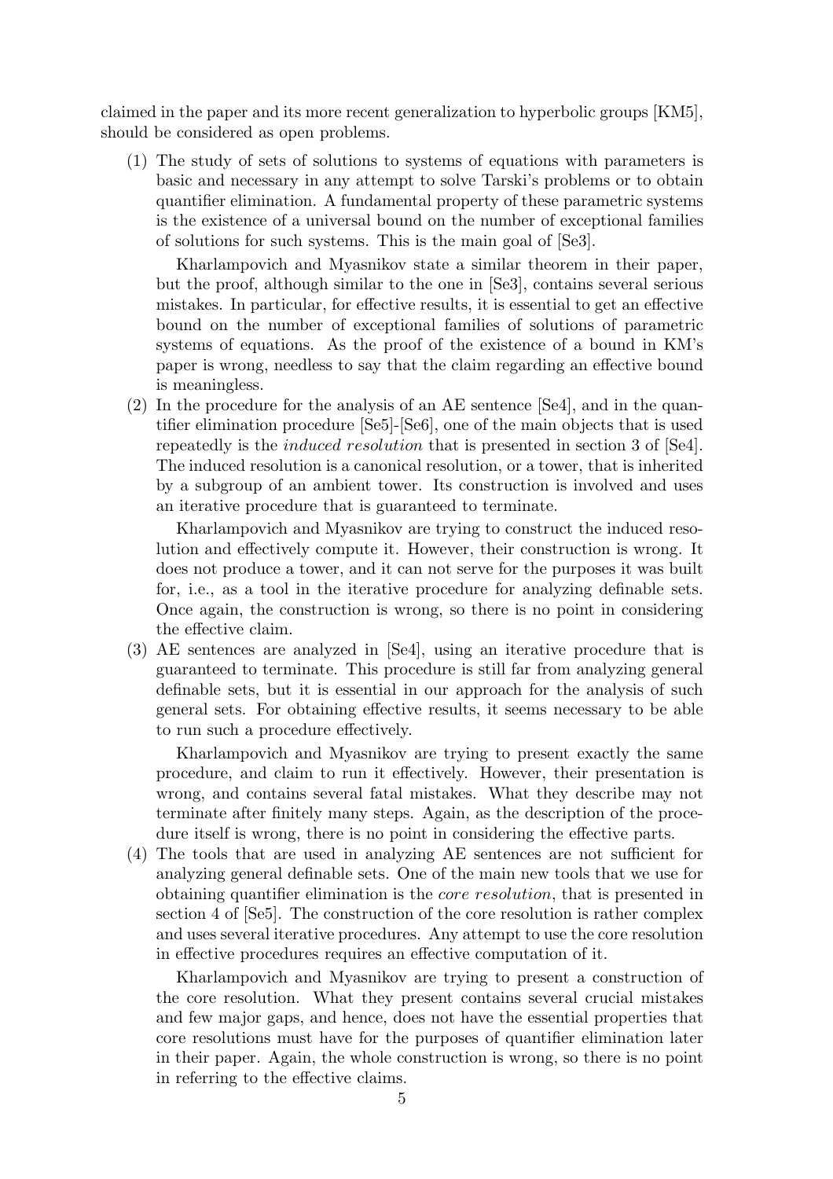claimed in the paper and its more recent generalization to hyperbolic groups [KM5], should be considered as open problems.

(1) The study of sets of solutions to systems of equations with parameters is basic and necessary in any attempt to solve Tarski's problems or to obtain quantifier elimination. A fundamental property of these parametric systems is the existence of a universal bound on the number of exceptional families of solutions for such systems. This is the main goal of [Se3].

    Kharlampovich and Myasnikov state a similar theorem in their paper, but the proof, although similar to the one in [Se3], contains several serious mistakes. In particular, for effective results, it is essential to get an effective bound on the number of exceptional families of solutions of parametric systems of equations. As the proof of the existence of a bound in KM's paper is wrong, needless to say that the claim regarding an effective bound is meaningless.

(2) In the procedure for the analysis of an AE sentence [Se4], and in the quantifier elimination procedure [Se5]-[Se6], one of the main objects that is used repeatedly is the *induced resolution* that is presented in section 3 of [Se4]. The induced resolution is a canonical resolution, or a tower, that is inherited by a subgroup of an ambient tower. Its construction is involved and uses an iterative procedure that is guaranteed to terminate.

    Kharlampovich and Myasnikov are trying to construct the induced resolution and effectively compute it. However, their construction is wrong. It does not produce a tower, and it can not serve for the purposes it was built for, i.e., as a tool in the iterative procedure for analyzing definable sets. Once again, the construction is wrong, so there is no point in considering the effective claim.

(3) AE sentences are analyzed in [Se4], using an iterative procedure that is guaranteed to terminate. This procedure is still far from analyzing general definable sets, but it is essential in our approach for the analysis of such general sets. For obtaining effective results, it seems necessary to be able to run such a procedure effectively.

    Kharlampovich and Myasnikov are trying to present exactly the same procedure, and claim to run it effectively. However, their presentation is wrong, and contains several fatal mistakes. What they describe may not terminate after finitely many steps. Again, as the description of the procedure itself is wrong, there is no point in considering the effective parts.

(4) The tools that are used in analyzing AE sentences are not sufficient for analyzing general definable sets. One of the main new tools that we use for obtaining quantifier elimination is the *core resolution*, that is presented in section 4 of [Se5]. The construction of the core resolution is rather complex and uses several iterative procedures. Any attempt to use the core resolution in effective procedures requires an effective computation of it.

    Kharlampovich and Myasnikov are trying to present a construction of the core resolution. What they present contains several crucial mistakes and few major gaps, and hence, does not have the essential properties that core resolutions must have for the purposes of quantifier elimination later in their paper. Again, the whole construction is wrong, so there is no point in referring to the effective claims.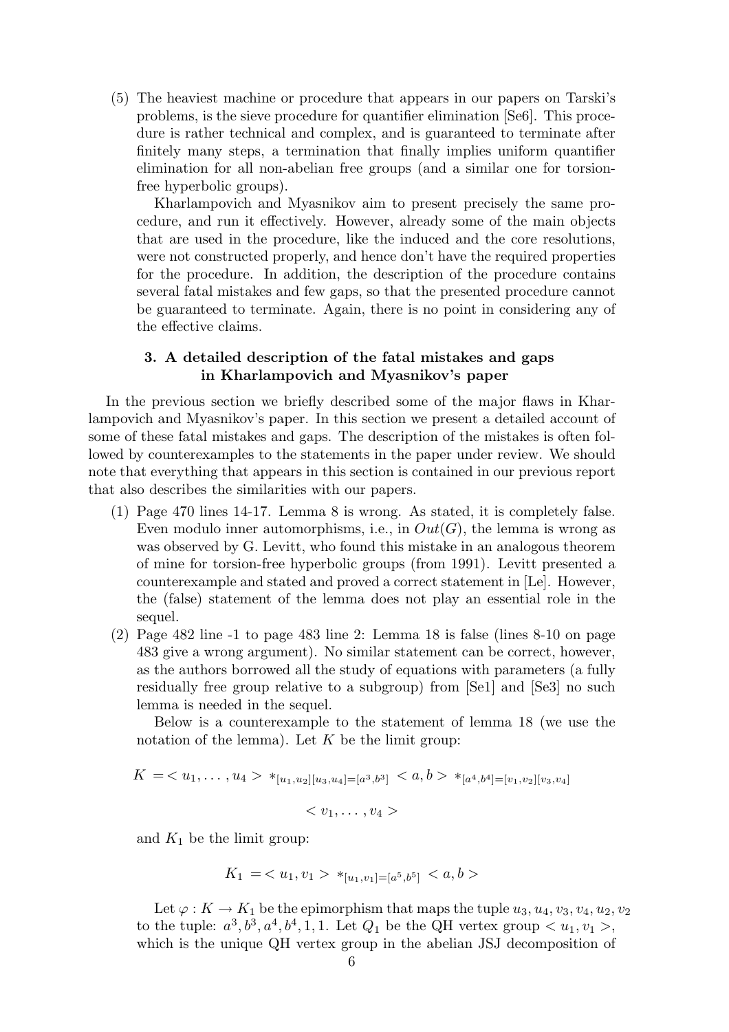(5) The heaviest machine or procedure that appears in our papers on Tarski's problems, is the sieve procedure for quantifier elimination [Se6]. This procedure is rather technical and complex, and is guaranteed to terminate after finitely many steps, a termination that finally implies uniform quantifier elimination for all non-abelian free groups (and a similar one for torsion-free hyperbolic groups).

Kharlampovich and Myasnikov aim to present precisely the same procedure, and run it effectively. However, already some of the main objects that are used in the procedure, like the induced and the core resolutions, were not constructed properly, and hence don't have the required properties for the procedure. In addition, the description of the procedure contains several fatal mistakes and few gaps, so that the presented procedure cannot be guaranteed to terminate. Again, there is no point in considering any of the effective claims.

## 3. A detailed description of the fatal mistakes and gaps in Kharlampovich and Myasnikov's paper

In the previous section we briefly described some of the major flaws in Kharlampovich and Myasnikov's paper. In this section we present a detailed account of some of these fatal mistakes and gaps. The description of the mistakes is often followed by counterexamples to the statements in the paper under review. We should note that everything that appears in this section is contained in our previous report that also describes the similarities with our papers.

(1) Page 470 lines 14-17. Lemma 8 is wrong. As stated, it is completely false. Even modulo inner automorphisms, i.e., in $Out(G)$, the lemma is wrong as was observed by G. Levitt, who found this mistake in an analogous theorem of mine for torsion-free hyperbolic groups (from 1991). Levitt presented a counterexample and stated and proved a correct statement in [Le]. However, the (false) statement of the lemma does not play an essential role in the sequel.

(2) Page 482 line -1 to page 483 line 2: Lemma 18 is false (lines 8-10 on page 483 give a wrong argument). No similar statement can be correct, however, as the authors borrowed all the study of equations with parameters (a fully residually free group relative to a subgroup) from [Se1] and [Se3] no such lemma is needed in the sequel.

Below is a counterexample to the statement of lemma 18 (we use the notation of the lemma). Let $K$ be the limit group:

$$K = < u_1, \ldots, u_4 > *_{[u_1,u_2][u_3,u_4]=[a^3,b^3]} < a, b > *_{[a^4,b^4]=[v_1,v_2][v_3,v_4]}$$

$$< v_1, \ldots, v_4 >$$

and $K_1$ be the limit group:

$$K_1 = < u_1, v_1 > *_{[u_1,v_1]=[a^5,b^5]} < a, b >$$

Let $\varphi : K \to K_1$ be the epimorphism that maps the tuple $u_3, u_4, v_3, v_4, u_2, v_2$ to the tuple: $a^3, b^3, a^4, b^4, 1, 1$. Let $Q_1$ be the QH vertex group $< u_1, v_1 >$, which is the unique QH vertex group in the abelian JSJ decomposition of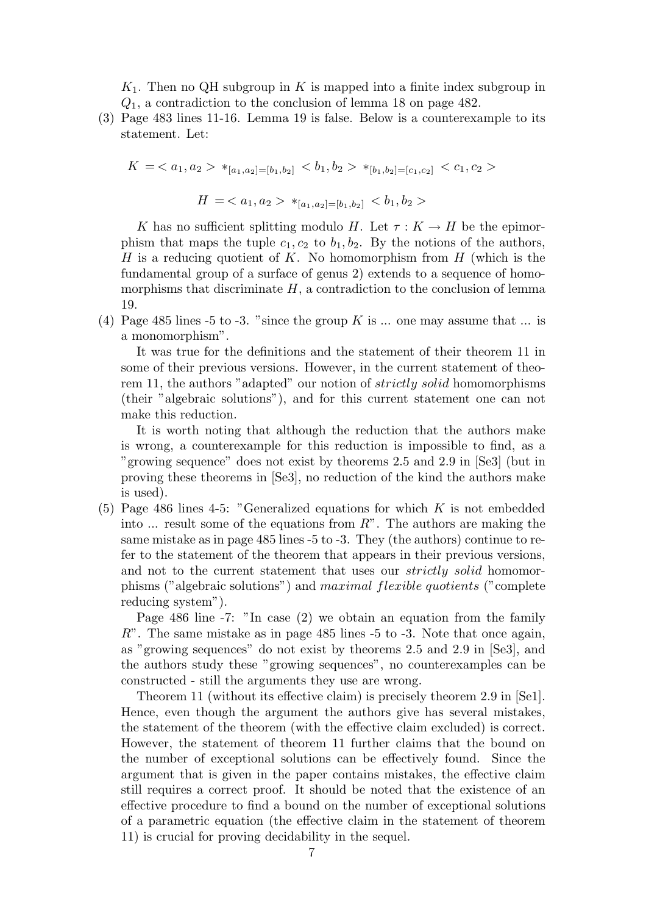$K_1$. Then no QH subgroup in $K$ is mapped into a finite index subgroup in $Q_1$, a contradiction to the conclusion of lemma 18 on page 482.

(3) Page 483 lines 11-16. Lemma 19 is false. Below is a counterexample to its statement. Let:

$$K = < a_1, a_2 > *_{[a_1,a_2]=[b_1,b_2]} < b_1, b_2 > *_{[b_1,b_2]=[c_1,c_2]} < c_1, c_2 >$$

$$H = < a_1, a_2 > *_{[a_1,a_2]=[b_1,b_2]} < b_1, b_2 >$$

$K$ has no sufficient splitting modulo $H$. Let $\tau : K \to H$ be the epimorphism that maps the tuple $c_1, c_2$ to $b_1, b_2$. By the notions of the authors, $H$ is a reducing quotient of $K$. No homomorphism from $H$ (which is the fundamental group of a surface of genus 2) extends to a sequence of homomorphisms that discriminate $H$, a contradiction to the conclusion of lemma 19.

(4) Page 485 lines -5 to -3. "since the group $K$ is ... one may assume that ... is a monomorphism".

It was true for the definitions and the statement of their theorem 11 in some of their previous versions. However, in the current statement of theorem 11, the authors "adapted" our notion of *strictly solid* homomorphisms (their "algebraic solutions"), and for this current statement one can not make this reduction.

It is worth noting that although the reduction that the authors make is wrong, a counterexample for this reduction is impossible to find, as a "growing sequence" does not exist by theorems 2.5 and 2.9 in [Se3] (but in proving these theorems in [Se3], no reduction of the kind the authors make is used).

(5) Page 486 lines 4-5: "Generalized equations for which $K$ is not embedded into ... result some of the equations from $R$". The authors are making the same mistake as in page 485 lines -5 to -3. They (the authors) continue to refer to the statement of the theorem that appears in their previous versions, and not to the current statement that uses our *strictly solid* homomorphisms ("algebraic solutions") and *maximal flexible quotients* ("complete reducing system").

Page 486 line -7: "In case (2) we obtain an equation from the family $R$". The same mistake as in page 485 lines -5 to -3. Note that once again, as "growing sequences" do not exist by theorems 2.5 and 2.9 in [Se3], and the authors study these "growing sequences", no counterexamples can be constructed - still the arguments they use are wrong.

Theorem 11 (without its effective claim) is precisely theorem 2.9 in [Se1]. Hence, even though the argument the authors give has several mistakes, the statement of the theorem (with the effective claim excluded) is correct. However, the statement of theorem 11 further claims that the bound on the number of exceptional solutions can be effectively found. Since the argument that is given in the paper contains mistakes, the effective claim still requires a correct proof. It should be noted that the existence of an effective procedure to find a bound on the number of exceptional solutions of a parametric equation (the effective claim in the statement of theorem 11) is crucial for proving decidability in the sequel.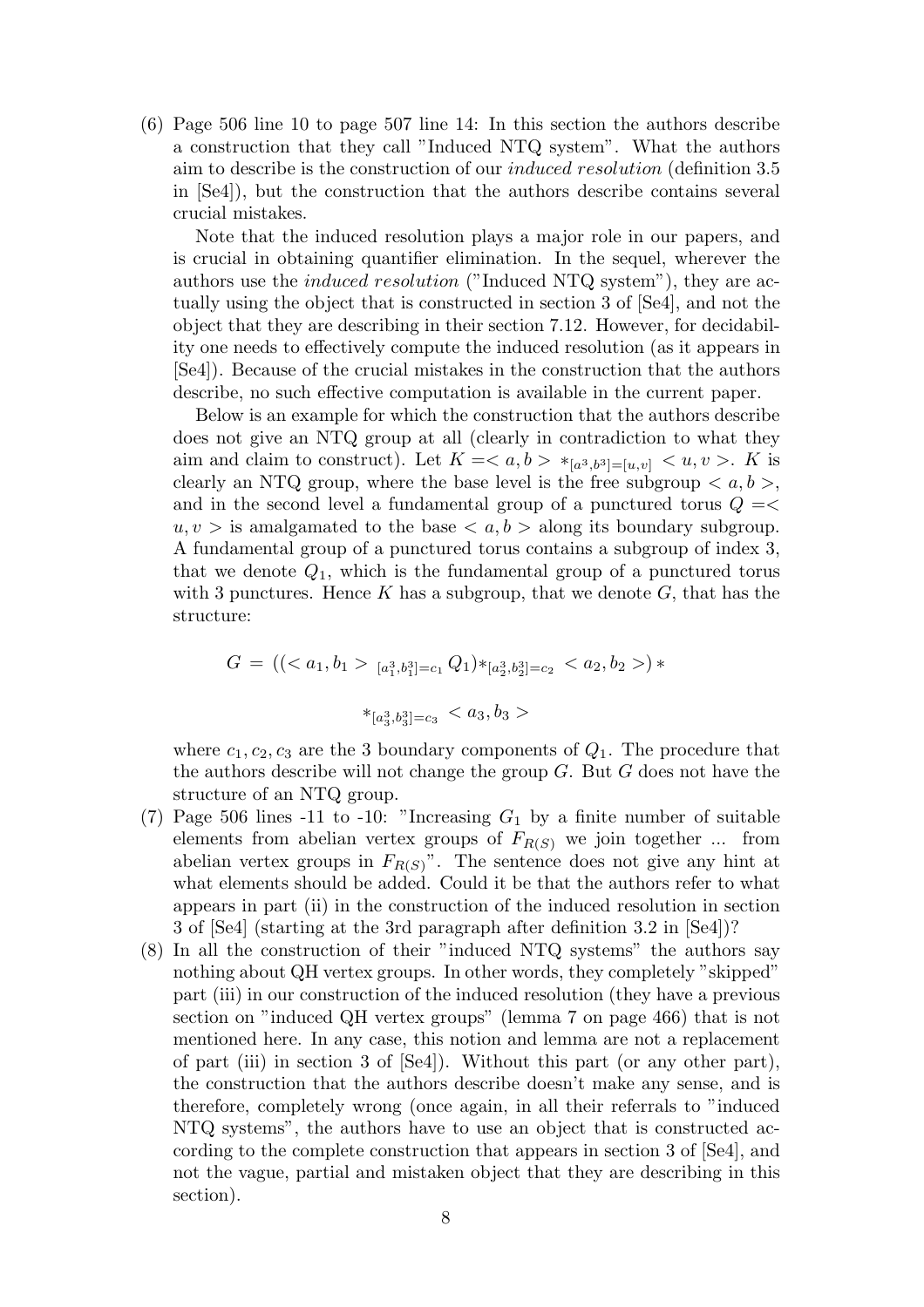(6) Page 506 line 10 to page 507 line 14: In this section the authors describe a construction that they call "Induced NTQ system". What the authors aim to describe is the construction of our *induced resolution* (definition 3.5 in [Se4]), but the construction that the authors describe contains several crucial mistakes.

   Note that the induced resolution plays a major role in our papers, and is crucial in obtaining quantifier elimination. In the sequel, wherever the authors use the *induced resolution* ("Induced NTQ system"), they are actually using the object that is constructed in section 3 of [Se4], and not the object that they are describing in their section 7.12. However, for decidability one needs to effectively compute the induced resolution (as it appears in [Se4]). Because of the crucial mistakes in the construction that the authors describe, no such effective computation is available in the current paper.

   Below is an example for which the construction that the authors describe does not give an NTQ group at all (clearly in contradiction to what they aim and claim to construct). Let $K = <a,b> *_{[a^3,b^3]=[u,v]} <u,v>$. $K$ is clearly an NTQ group, where the base level is the free subgroup $<a,b>$, and in the second level a fundamental group of a punctured torus $Q = <u,v>$ is amalgamated to the base $<a,b>$ along its boundary subgroup. A fundamental group of a punctured torus contains a subgroup of index 3, that we denote $Q_1$, which is the fundamental group of a punctured torus with 3 punctures. Hence $K$ has a subgroup, that we denote $G$, that has the structure:

$$G = ((<a_1,b_1>\ _{[a_1^3,b_1^3]=c_1} Q_1) *_{[a_2^3,b_2^3]=c_2} <a_2,b_2>) *$$

$$*_{[a_3^3,b_3^3]=c_3} <a_3,b_3>$$

   where $c_1,c_2,c_3$ are the 3 boundary components of $Q_1$. The procedure that the authors describe will not change the group $G$. But $G$ does not have the structure of an NTQ group.

(7) Page 506 lines -11 to -10: "Increasing $G_1$ by a finite number of suitable elements from abelian vertex groups of $F_{R(S)}$ we join together ... from abelian vertex groups in $F_{R(S)}$". The sentence does not give any hint at what elements should be added. Could it be that the authors refer to what appears in part (ii) in the construction of the induced resolution in section 3 of [Se4] (starting at the 3rd paragraph after definition 3.2 in [Se4])?

(8) In all the construction of their "induced NTQ systems" the authors say nothing about QH vertex groups. In other words, they completely "skipped" part (iii) in our construction of the induced resolution (they have a previous section on "induced QH vertex groups" (lemma 7 on page 466) that is not mentioned here. In any case, this notion and lemma are not a replacement of part (iii) in section 3 of [Se4]). Without this part (or any other part), the construction that the authors describe doesn't make any sense, and is therefore, completely wrong (once again, in all their referrals to "induced NTQ systems", the authors have to use an object that is constructed according to the complete construction that appears in section 3 of [Se4], and not the vague, partial and mistaken object that they are describing in this section).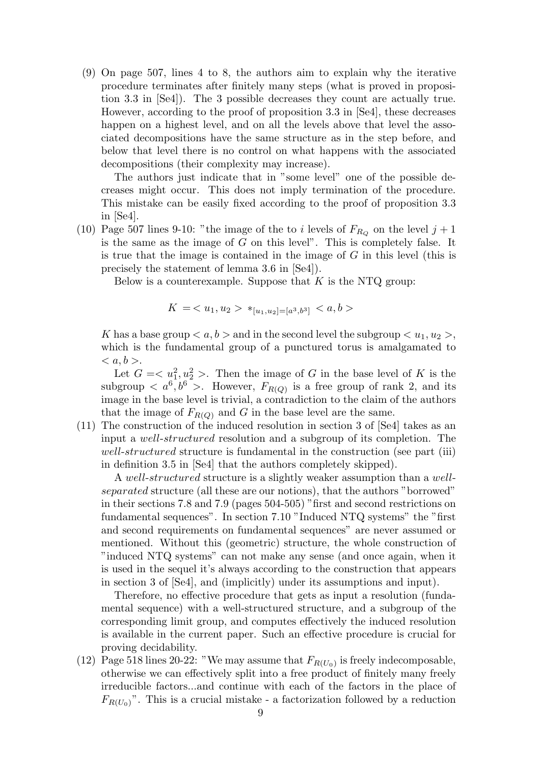(9) On page 507, lines 4 to 8, the authors aim to explain why the iterative procedure terminates after finitely many steps (what is proved in proposition 3.3 in [Se4]). The 3 possible decreases they count are actually true. However, according to the proof of proposition 3.3 in [Se4], these decreases happen on a highest level, and on all the levels above that level the associated decompositions have the same structure as in the step before, and below that level there is no control on what happens with the associated decompositions (their complexity may increase).

    The authors just indicate that in "some level" one of the possible decreases might occur. This does not imply termination of the procedure. This mistake can be easily fixed according to the proof of proposition 3.3 in [Se4].

(10) Page 507 lines 9-10: "the image of the to $i$ levels of $F_{R_Q}$ on the level $j+1$ is the same as the image of $G$ on this level". This is completely false. It is true that the image is contained in the image of $G$ in this level (this is precisely the statement of lemma 3.6 in [Se4]).

    Below is a counterexample. Suppose that $K$ is the NTQ group:

$$K = < u_1, u_2 > *_{[u_1,u_2]=[a^3,b^3]} < a, b >$$

    $K$ has a base group $< a, b >$ and in the second level the subgroup $< u_1, u_2 >$, which is the fundamental group of a punctured torus is amalgamated to $< a, b >$.

    Let $G = < u_1^2, u_2^2 >$. Then the image of $G$ in the base level of $K$ is the subgroup $< a^6, b^6 >$. However, $F_{R(Q)}$ is a free group of rank 2, and its image in the base level is trivial, a contradiction to the claim of the authors that the image of $F_{R(Q)}$ and $G$ in the base level are the same.

(11) The construction of the induced resolution in section 3 of [Se4] takes as an input a *well-structured* resolution and a subgroup of its completion. The *well-structured* structure is fundamental in the construction (see part (iii) in definition 3.5 in [Se4] that the authors completely skipped).

    A *well-structured* structure is a slightly weaker assumption than a *well-separated* structure (all these are our notions), that the authors "borrowed" in their sections 7.8 and 7.9 (pages 504-505) "first and second restrictions on fundamental sequences". In section 7.10 "Induced NTQ systems" the "first and second requirements on fundamental sequences" are never assumed or mentioned. Without this (geometric) structure, the whole construction of "induced NTQ systems" can not make any sense (and once again, when it is used in the sequel it's always according to the construction that appears in section 3 of [Se4], and (implicitly) under its assumptions and input).

    Therefore, no effective procedure that gets as input a resolution (fundamental sequence) with a well-structured structure, and a subgroup of the corresponding limit group, and computes effectively the induced resolution is available in the current paper. Such an effective procedure is crucial for proving decidability.

(12) Page 518 lines 20-22: "We may assume that $F_{R(U_0)}$ is freely indecomposable, otherwise we can effectively split into a free product of finitely many freely irreducible factors...and continue with each of the factors in the place of $F_{R(U_0)}$". This is a crucial mistake - a factorization followed by a reduction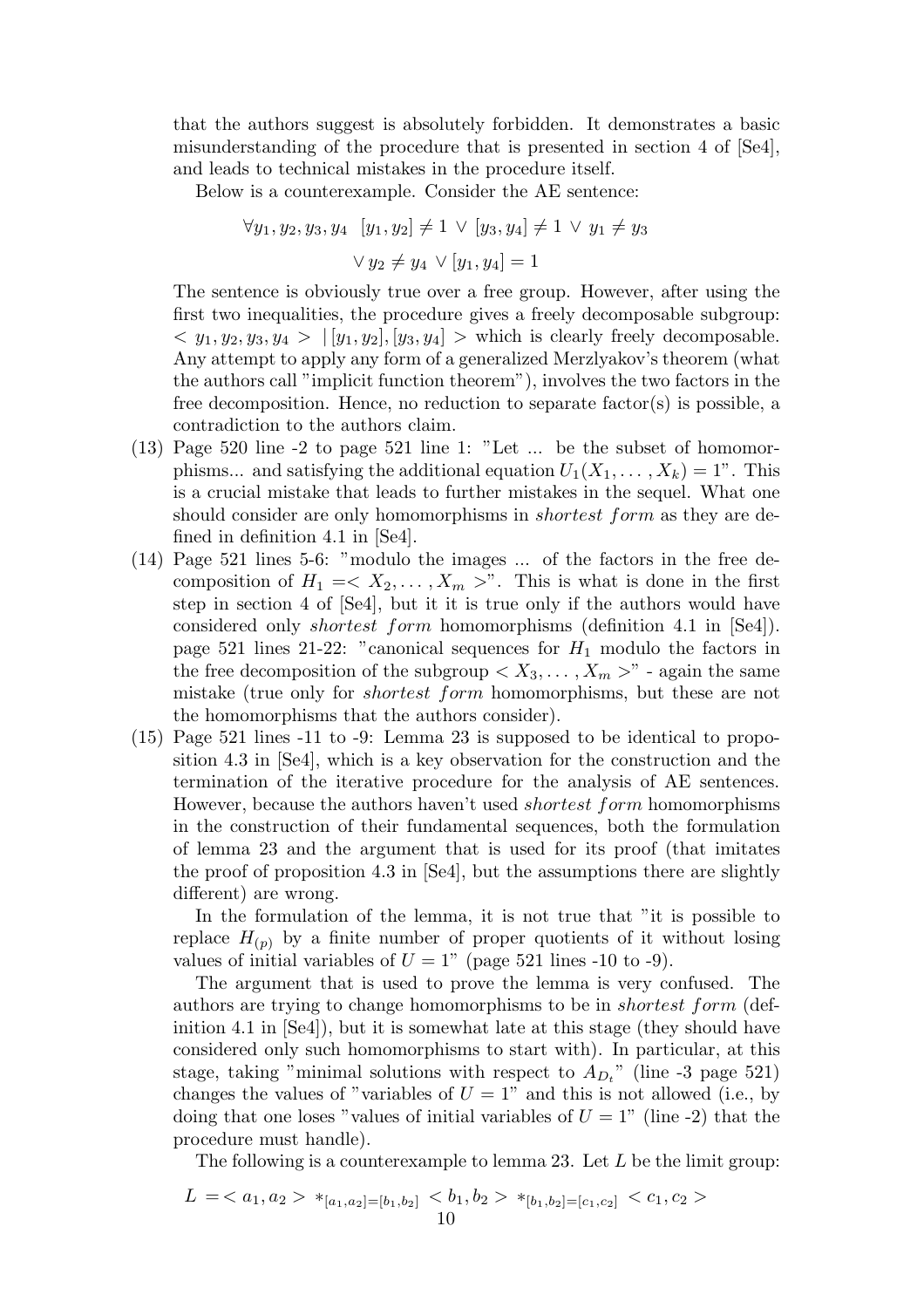that the authors suggest is absolutely forbidden. It demonstrates a basic misunderstanding of the procedure that is presented in section 4 of [Se4], and leads to technical mistakes in the procedure itself.

Below is a counterexample. Consider the AE sentence:

$$\forall y_1, y_2, y_3, y_4 \quad [y_1, y_2] \neq 1 \; \vee \; [y_3, y_4] \neq 1 \; \vee \; y_1 \neq y_3$$

$$\vee \; y_2 \neq y_4 \; \vee [y_1, y_4] = 1$$

The sentence is obviously true over a free group. However, after using the first two inequalities, the procedure gives a freely decomposable subgroup: $< y_1, y_2, y_3, y_4 > \; | \, [y_1, y_2], [y_3, y_4] >$ which is clearly freely decomposable. Any attempt to apply any form of a generalized Merzlyakov's theorem (what the authors call "implicit function theorem"), involves the two factors in the free decomposition. Hence, no reduction to separate factor(s) is possible, a contradiction to the authors claim.

(13) Page 520 line -2 to page 521 line 1: "Let ... be the subset of homomorphisms... and satisfying the additional equation $U_1(X_1, \dots, X_k) = 1$". This is a crucial mistake that leads to further mistakes in the sequel. What one should consider are only homomorphisms in *shortest form* as they are defined in definition 4.1 in [Se4].

(14) Page 521 lines 5-6: "modulo the images ... of the factors in the free decomposition of $H_1 = < X_2, \dots, X_m >$". This is what is done in the first step in section 4 of [Se4], but it it is true only if the authors would have considered only *shortest form* homomorphisms (definition 4.1 in [Se4]). page 521 lines 21-22: "canonical sequences for $H_1$ modulo the factors in the free decomposition of the subgroup $< X_3, \dots, X_m >$" - again the same mistake (true only for *shortest form* homomorphisms, but these are not the homomorphisms that the authors consider).

(15) Page 521 lines -11 to -9: Lemma 23 is supposed to be identical to proposition 4.3 in [Se4], which is a key observation for the construction and the termination of the iterative procedure for the analysis of AE sentences. However, because the authors haven't used *shortest form* homomorphisms in the construction of their fundamental sequences, both the formulation of lemma 23 and the argument that is used for its proof (that imitates the proof of proposition 4.3 in [Se4], but the assumptions there are slightly different) are wrong.

In the formulation of the lemma, it is not true that "it is possible to replace $H_{(p)}$ by a finite number of proper quotients of it without losing values of initial variables of $U = 1$" (page 521 lines -10 to -9).

The argument that is used to prove the lemma is very confused. The authors are trying to change homomorphisms to be in *shortest form* (definition 4.1 in [Se4]), but it is somewhat late at this stage (they should have considered only such homomorphisms to start with). In particular, at this stage, taking "minimal solutions with respect to $A_{D_t}$" (line -3 page 521) changes the values of "variables of $U = 1$" and this is not allowed (i.e., by doing that one loses "values of initial variables of $U = 1$" (line -2) that the procedure must handle).

The following is a counterexample to lemma 23. Let $L$ be the limit group:

$$L = < a_1, a_2 > *_{[a_1, a_2] = [b_1, b_2]} < b_1, b_2 > *_{[b_1, b_2] = [c_1, c_2]} < c_1, c_2 >$$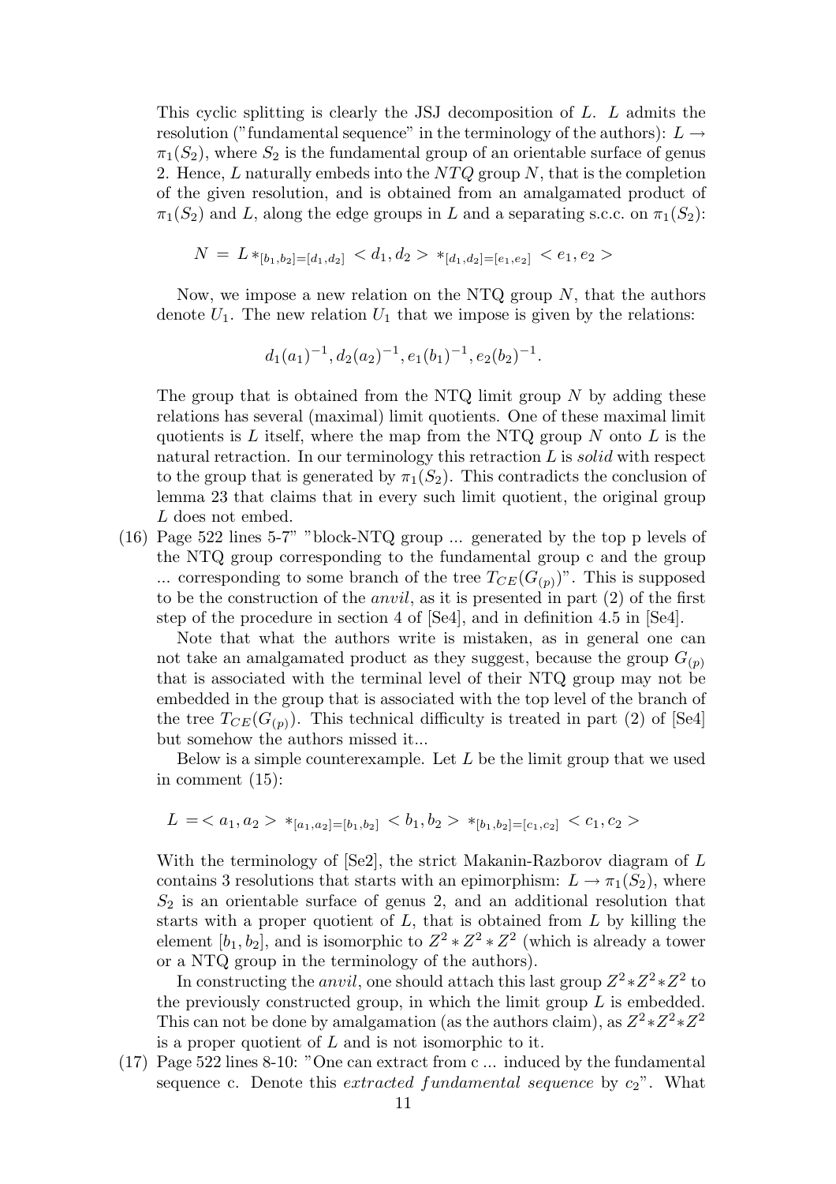This cyclic splitting is clearly the JSJ decomposition of $L$. $L$ admits the resolution ("fundamental sequence" in the terminology of the authors): $L \to \pi_1(S_2)$, where $S_2$ is the fundamental group of an orientable surface of genus 2. Hence, $L$ naturally embeds into the $NTQ$ group $N$, that is the completion of the given resolution, and is obtained from an amalgamated product of $\pi_1(S_2)$ and $L$, along the edge groups in $L$ and a separating s.c.c. on $\pi_1(S_2)$:

$$N \,=\, L *_{[b_1,b_2]=[d_1,d_2]} < d_1, d_2 > *_{[d_1,d_2]=[e_1,e_2]} < e_1, e_2 >$$

Now, we impose a new relation on the NTQ group $N$, that the authors denote $U_1$. The new relation $U_1$ that we impose is given by the relations:

$$d_1(a_1)^{-1}, d_2(a_2)^{-1}, e_1(b_1)^{-1}, e_2(b_2)^{-1}.$$

The group that is obtained from the NTQ limit group $N$ by adding these relations has several (maximal) limit quotients. One of these maximal limit quotients is $L$ itself, where the map from the NTQ group $N$ onto $L$ is the natural retraction. In our terminology this retraction $L$ is *solid* with respect to the group that is generated by $\pi_1(S_2)$. This contradicts the conclusion of lemma 23 that claims that in every such limit quotient, the original group $L$ does not embed.

(16) Page 522 lines 5-7" "block-NTQ group ... generated by the top p levels of the NTQ group corresponding to the fundamental group c and the group ... corresponding to some branch of the tree $T_{CE}(G_{(p)})$". This is supposed to be the construction of the *anvil*, as it is presented in part (2) of the first step of the procedure in section 4 of [Se4], and in definition 4.5 in [Se4].

Note that what the authors write is mistaken, as in general one can not take an amalgamated product as they suggest, because the group $G_{(p)}$ that is associated with the terminal level of their NTQ group may not be embedded in the group that is associated with the top level of the branch of the tree $T_{CE}(G_{(p)})$. This technical difficulty is treated in part (2) of [Se4] but somehow the authors missed it...

Below is a simple counterexample. Let $L$ be the limit group that we used in comment (15):

$$L \,=< a_1, a_2 > *_{[a_1,a_2]=[b_1,b_2]} < b_1, b_2 > *_{[b_1,b_2]=[c_1,c_2]} < c_1, c_2 >$$

With the terminology of [Se2], the strict Makanin-Razborov diagram of $L$ contains 3 resolutions that starts with an epimorphism: $L \to \pi_1(S_2)$, where $S_2$ is an orientable surface of genus 2, and an additional resolution that starts with a proper quotient of $L$, that is obtained from $L$ by killing the element $[b_1, b_2]$, and is isomorphic to $Z^2 * Z^2 * Z^2$ (which is already a tower or a NTQ group in the terminology of the authors).

In constructing the *anvil*, one should attach this last group $Z^2 * Z^2 * Z^2$ to the previously constructed group, in which the limit group $L$ is embedded. This can not be done by amalgamation (as the authors claim), as $Z^2 * Z^2 * Z^2$ is a proper quotient of $L$ and is not isomorphic to it.

(17) Page 522 lines 8-10: "One can extract from c ... induced by the fundamental sequence c. Denote this *extracted fundamental sequence* by $c_2$". What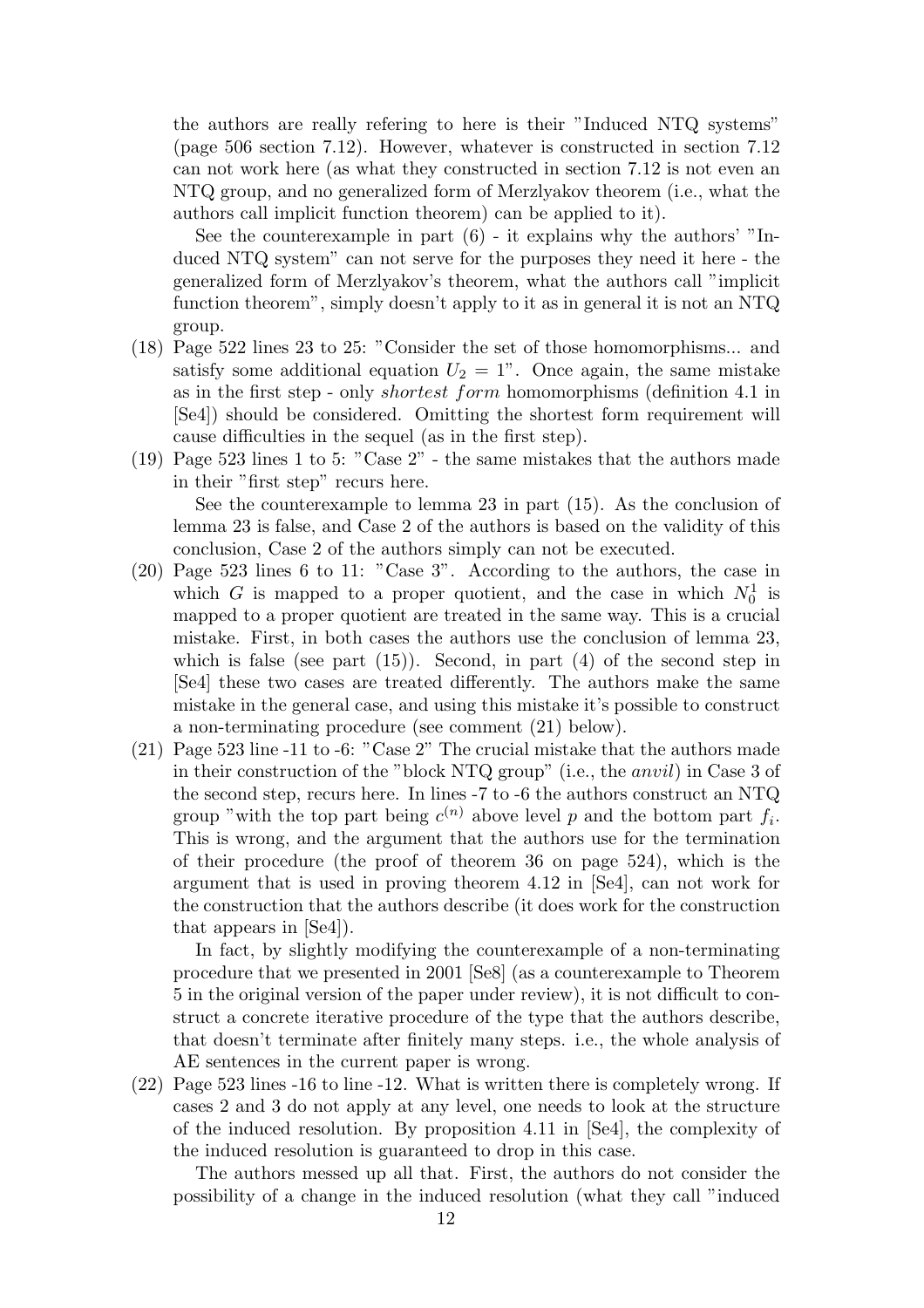the authors are really refering to here is their "Induced NTQ systems" (page 506 section 7.12). However, whatever is constructed in section 7.12 can not work here (as what they constructed in section 7.12 is not even an NTQ group, and no generalized form of Merzlyakov theorem (i.e., what the authors call implicit function theorem) can be applied to it).

See the counterexample in part (6) - it explains why the authors' "Induced NTQ system" can not serve for the purposes they need it here - the generalized form of Merzlyakov's theorem, what the authors call "implicit function theorem", simply doesn't apply to it as in general it is not an NTQ group.

(18) Page 522 lines 23 to 25: "Consider the set of those homomorphisms... and satisfy some additional equation $U_2 = 1$". Once again, the same mistake as in the first step - only *shortest form* homomorphisms (definition 4.1 in [Se4]) should be considered. Omitting the shortest form requirement will cause difficulties in the sequel (as in the first step).

(19) Page 523 lines 1 to 5: "Case 2" - the same mistakes that the authors made in their "first step" recurs here.

See the counterexample to lemma 23 in part (15). As the conclusion of lemma 23 is false, and Case 2 of the authors is based on the validity of this conclusion, Case 2 of the authors simply can not be executed.

(20) Page 523 lines 6 to 11: "Case 3". According to the authors, the case in which $G$ is mapped to a proper quotient, and the case in which $N_0^1$ is mapped to a proper quotient are treated in the same way. This is a crucial mistake. First, in both cases the authors use the conclusion of lemma 23, which is false (see part (15)). Second, in part (4) of the second step in [Se4] these two cases are treated differently. The authors make the same mistake in the general case, and using this mistake it's possible to construct a non-terminating procedure (see comment (21) below).

(21) Page 523 line -11 to -6: "Case 2" The crucial mistake that the authors made in their construction of the "block NTQ group" (i.e., the *anvil*) in Case 3 of the second step, recurs here. In lines -7 to -6 the authors construct an NTQ group "with the top part being $c^{(n)}$ above level $p$ and the bottom part $f_i$. This is wrong, and the argument that the authors use for the termination of their procedure (the proof of theorem 36 on page 524), which is the argument that is used in proving theorem 4.12 in [Se4], can not work for the construction that the authors describe (it does work for the construction that appears in [Se4]).

In fact, by slightly modifying the counterexample of a non-terminating procedure that we presented in 2001 [Se8] (as a counterexample to Theorem 5 in the original version of the paper under review), it is not difficult to construct a concrete iterative procedure of the type that the authors describe, that doesn't terminate after finitely many steps. i.e., the whole analysis of AE sentences in the current paper is wrong.

(22) Page 523 lines -16 to line -12. What is written there is completely wrong. If cases 2 and 3 do not apply at any level, one needs to look at the structure of the induced resolution. By proposition 4.11 in [Se4], the complexity of the induced resolution is guaranteed to drop in this case.

The authors messed up all that. First, the authors do not consider the possibility of a change in the induced resolution (what they call "induced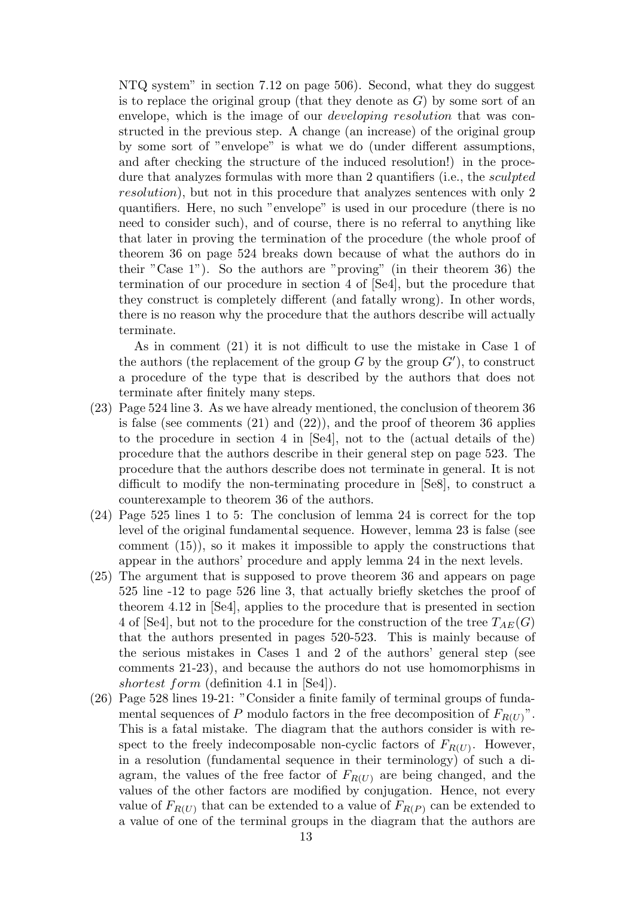NTQ system" in section 7.12 on page 506). Second, what they do suggest is to replace the original group (that they denote as $G$) by some sort of an envelope, which is the image of our *developing resolution* that was constructed in the previous step. A change (an increase) of the original group by some sort of "envelope" is what we do (under different assumptions, and after checking the structure of the induced resolution!) in the procedure that analyzes formulas with more than 2 quantifiers (i.e., the *sculpted resolution*), but not in this procedure that analyzes sentences with only 2 quantifiers. Here, no such "envelope" is used in our procedure (there is no need to consider such), and of course, there is no referral to anything like that later in proving the termination of the procedure (the whole proof of theorem 36 on page 524 breaks down because of what the authors do in their "Case 1"). So the authors are "proving" (in their theorem 36) the termination of our procedure in section 4 of [Se4], but the procedure that they construct is completely different (and fatally wrong). In other words, there is no reason why the procedure that the authors describe will actually terminate.

As in comment (21) it is not difficult to use the mistake in Case 1 of the authors (the replacement of the group $G$ by the group $G'$), to construct a procedure of the type that is described by the authors that does not terminate after finitely many steps.

(23) Page 524 line 3. As we have already mentioned, the conclusion of theorem 36 is false (see comments (21) and (22)), and the proof of theorem 36 applies to the procedure in section 4 in [Se4], not to the (actual details of the) procedure that the authors describe in their general step on page 523. The procedure that the authors describe does not terminate in general. It is not difficult to modify the non-terminating procedure in [Se8], to construct a counterexample to theorem 36 of the authors.

(24) Page 525 lines 1 to 5: The conclusion of lemma 24 is correct for the top level of the original fundamental sequence. However, lemma 23 is false (see comment (15)), so it makes it impossible to apply the constructions that appear in the authors' procedure and apply lemma 24 in the next levels.

(25) The argument that is supposed to prove theorem 36 and appears on page 525 line -12 to page 526 line 3, that actually briefly sketches the proof of theorem 4.12 in [Se4], applies to the procedure that is presented in section 4 of [Se4], but not to the procedure for the construction of the tree $T_{AE}(G)$ that the authors presented in pages 520-523. This is mainly because of the serious mistakes in Cases 1 and 2 of the authors' general step (see comments 21-23), and because the authors do not use homomorphisms in *shortest form* (definition 4.1 in [Se4]).

(26) Page 528 lines 19-21: "Consider a finite family of terminal groups of fundamental sequences of $P$ modulo factors in the free decomposition of $F_{R(U)}$". This is a fatal mistake. The diagram that the authors consider is with respect to the freely indecomposable non-cyclic factors of $F_{R(U)}$. However, in a resolution (fundamental sequence in their terminology) of such a diagram, the values of the free factor of $F_{R(U)}$ are being changed, and the values of the other factors are modified by conjugation. Hence, not every value of $F_{R(U)}$ that can be extended to a value of $F_{R(P)}$ can be extended to a value of one of the terminal groups in the diagram that the authors are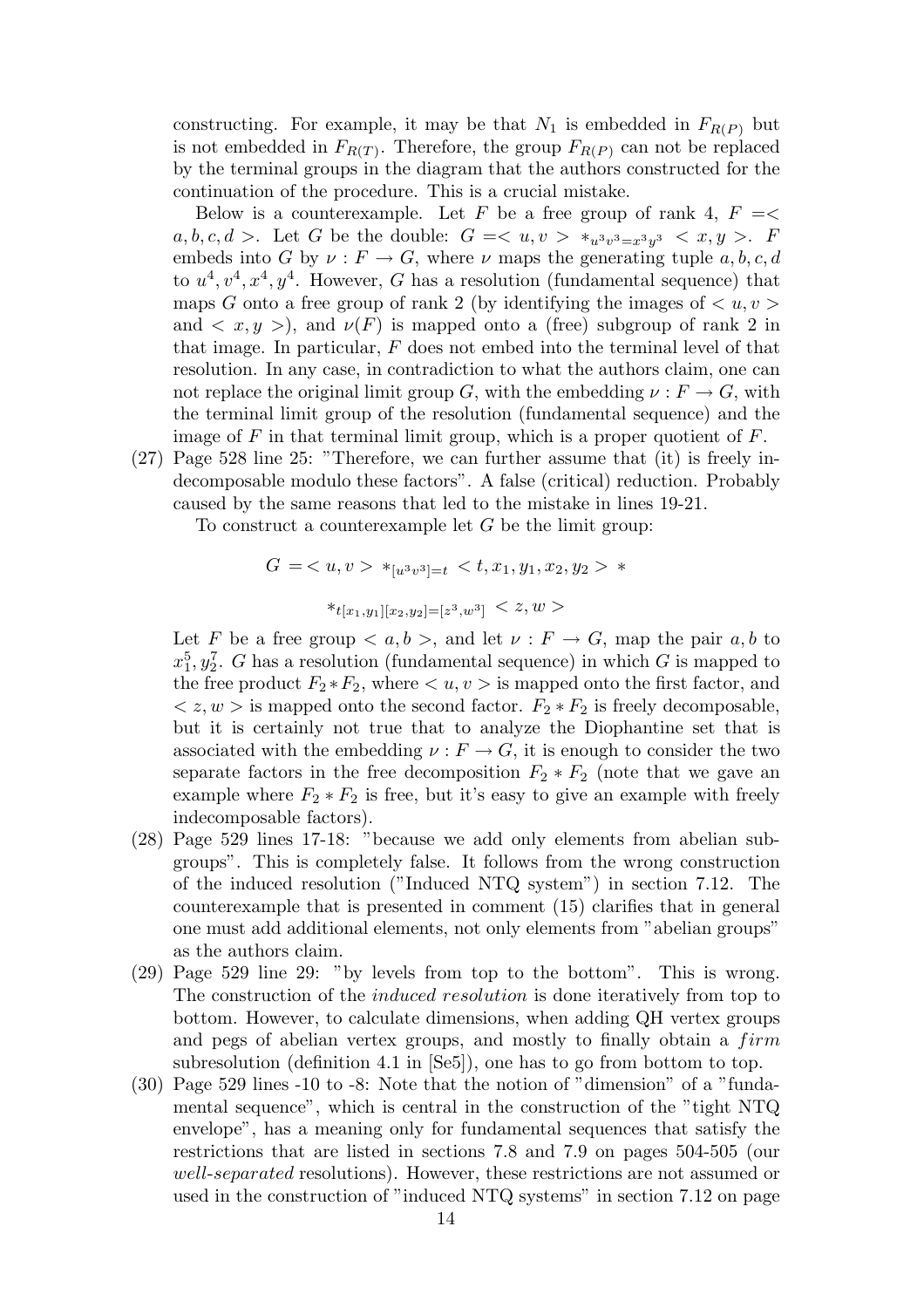constructing. For example, it may be that $N_1$ is embedded in $F_{R(P)}$ but is not embedded in $F_{R(T)}$. Therefore, the group $F_{R(P)}$ can not be replaced by the terminal groups in the diagram that the authors constructed for the continuation of the procedure. This is a crucial mistake.

Below is a counterexample. Let $F$ be a free group of rank 4, $F = < a, b, c, d >$. Let $G$ be the double: $G = < u, v > *_{u^3v^3=x^3y^3} < x, y >$. $F$ embeds into $G$ by $\nu : F \to G$, where $\nu$ maps the generating tuple $a, b, c, d$ to $u^4, v^4, x^4, y^4$. However, $G$ has a resolution (fundamental sequence) that maps $G$ onto a free group of rank 2 (by identifying the images of $< u, v >$ and $< x, y >$), and $\nu(F)$ is mapped onto a (free) subgroup of rank 2 in that image. In particular, $F$ does not embed into the terminal level of that resolution. In any case, in contradiction to what the authors claim, one can not replace the original limit group $G$, with the embedding $\nu : F \to G$, with the terminal limit group of the resolution (fundamental sequence) and the image of $F$ in that terminal limit group, which is a proper quotient of $F$.

(27) Page 528 line 25: "Therefore, we can further assume that (it) is freely indecomposable modulo these factors". A false (critical) reduction. Probably caused by the same reasons that led to the mistake in lines 19-21.

To construct a counterexample let $G$ be the limit group:

$$G = < u, v > *_{[u^3v^3]=t} < t, x_1, y_1, x_2, y_2 > *$$

$$*_{t[x_1,y_1][x_2,y_2]=[z^3,w^3]} < z, w >$$

Let $F$ be a free group $< a, b >$, and let $\nu : F \to G$, map the pair $a, b$ to $x_1^5, y_2^7$. $G$ has a resolution (fundamental sequence) in which $G$ is mapped to the free product $F_2 * F_2$, where $< u, v >$ is mapped onto the first factor, and $< z, w >$ is mapped onto the second factor. $F_2 * F_2$ is freely decomposable, but it is certainly not true that to analyze the Diophantine set that is associated with the embedding $\nu : F \to G$, it is enough to consider the two separate factors in the free decomposition $F_2 * F_2$ (note that we gave an example where $F_2 * F_2$ is free, but it's easy to give an example with freely indecomposable factors).

(28) Page 529 lines 17-18: "because we add only elements from abelian subgroups". This is completely false. It follows from the wrong construction of the induced resolution ("Induced NTQ system") in section 7.12. The counterexample that is presented in comment (15) clarifies that in general one must add additional elements, not only elements from "abelian groups" as the authors claim.

(29) Page 529 line 29: "by levels from top to the bottom". This is wrong. The construction of the *induced resolution* is done iteratively from top to bottom. However, to calculate dimensions, when adding QH vertex groups and pegs of abelian vertex groups, and mostly to finally obtain a *firm* subresolution (definition 4.1 in [Se5]), one has to go from bottom to top.

(30) Page 529 lines -10 to -8: Note that the notion of "dimension" of a "fundamental sequence", which is central in the construction of the "tight NTQ envelope", has a meaning only for fundamental sequences that satisfy the restrictions that are listed in sections 7.8 and 7.9 on pages 504-505 (our *well-separated* resolutions). However, these restrictions are not assumed or used in the construction of "induced NTQ systems" in section 7.12 on page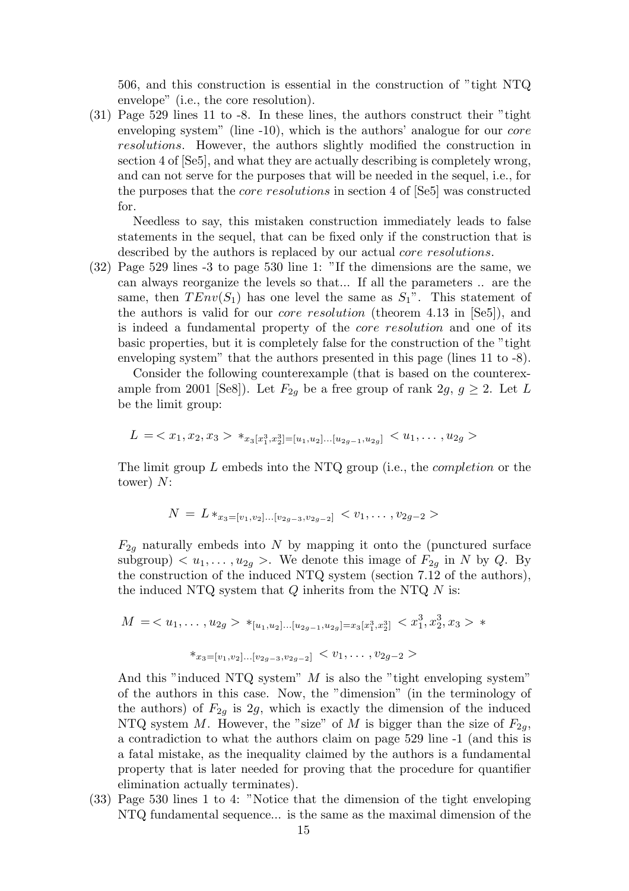506, and this construction is essential in the construction of "tight NTQ envelope" (i.e., the core resolution).

(31) Page 529 lines 11 to -8. In these lines, the authors construct their "tight enveloping system" (line -10), which is the authors' analogue for our *core resolutions*. However, the authors slightly modified the construction in section 4 of [Se5], and what they are actually describing is completely wrong, and can not serve for the purposes that will be needed in the sequel, i.e., for the purposes that the *core resolutions* in section 4 of [Se5] was constructed for.

    Needless to say, this mistaken construction immediately leads to false statements in the sequel, that can be fixed only if the construction that is described by the authors is replaced by our actual *core resolutions*.

(32) Page 529 lines -3 to page 530 line 1: "If the dimensions are the same, we can always reorganize the levels so that... If all the parameters .. are the same, then $TEnv(S_1)$ has one level the same as $S_1$". This statement of the authors is valid for our *core resolution* (theorem 4.13 in [Se5]), and is indeed a fundamental property of the *core resolution* and one of its basic properties, but it is completely false for the construction of the "tight enveloping system" that the authors presented in this page (lines 11 to -8).

    Consider the following counterexample (that is based on the counterexample from 2001 [Se8]). Let $F_{2g}$ be a free group of rank $2g$, $g \geq 2$. Let $L$ be the limit group:

$$L = < x_1, x_2, x_3 > *_{x_3[x_1^3, x_2^3]=[u_1,u_2]\ldots[u_{2g-1},u_{2g}]} < u_1, \ldots, u_{2g} >$$

    The limit group $L$ embeds into the NTQ group (i.e., the *completion* or the tower) $N$:

$$N = L *_{x_3=[v_1,v_2]\ldots[v_{2g-3},v_{2g-2}]} < v_1, \ldots, v_{2g-2} >$$

    $F_{2g}$ naturally embeds into $N$ by mapping it onto the (punctured surface subgroup) $< u_1, \ldots, u_{2g} >$. We denote this image of $F_{2g}$ in $N$ by $Q$. By the construction of the induced NTQ system (section 7.12 of the authors), the induced NTQ system that $Q$ inherits from the NTQ $N$ is:

$$M = < u_1, \ldots, u_{2g} > *_{[u_1,u_2]\ldots[u_{2g-1},u_{2g}]=x_3[x_1^3,x_2^3]} < x_1^3, x_2^3, x_3 > *$$

$$*_{x_3=[v_1,v_2]\ldots[v_{2g-3},v_{2g-2}]} < v_1, \ldots, v_{2g-2} >$$

    And this "induced NTQ system" $M$ is also the "tight enveloping system" of the authors in this case. Now, the "dimension" (in the terminology of the authors) of $F_{2g}$ is $2g$, which is exactly the dimension of the induced NTQ system $M$. However, the "size" of $M$ is bigger than the size of $F_{2g}$, a contradiction to what the authors claim on page 529 line -1 (and this is a fatal mistake, as the inequality claimed by the authors is a fundamental property that is later needed for proving that the procedure for quantifier elimination actually terminates).

(33) Page 530 lines 1 to 4: "Notice that the dimension of the tight enveloping NTQ fundamental sequence... is the same as the maximal dimension of the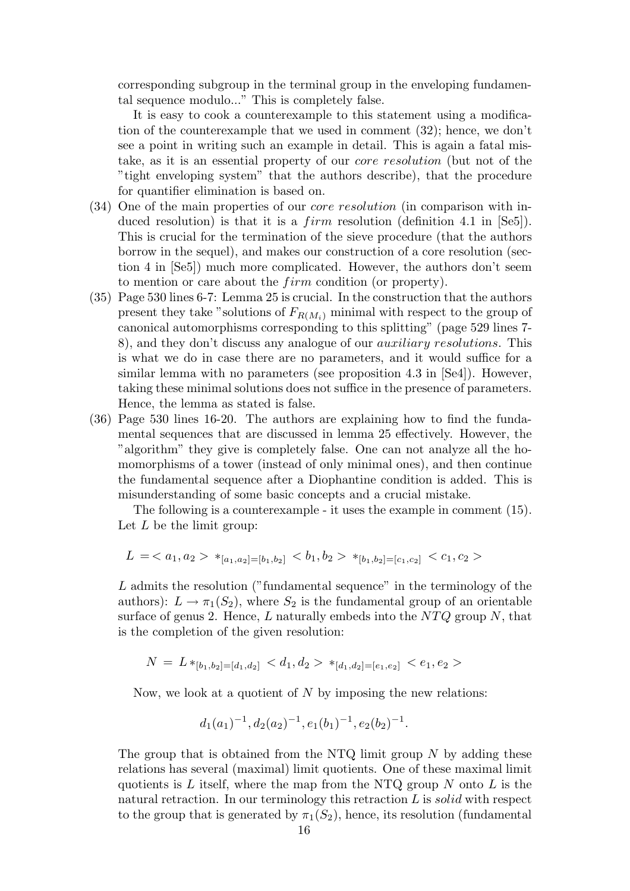corresponding subgroup in the terminal group in the enveloping fundamental sequence modulo..." This is completely false.

It is easy to cook a counterexample to this statement using a modification of the counterexample that we used in comment (32); hence, we don't see a point in writing such an example in detail. This is again a fatal mistake, as it is an essential property of our *core resolution* (but not of the "tight enveloping system" that the authors describe), that the procedure for quantifier elimination is based on.

(34) One of the main properties of our *core resolution* (in comparison with induced resolution) is that it is a *firm* resolution (definition 4.1 in [Se5]). This is crucial for the termination of the sieve procedure (that the authors borrow in the sequel), and makes our construction of a core resolution (section 4 in [Se5]) much more complicated. However, the authors don't seem to mention or care about the *firm* condition (or property).

(35) Page 530 lines 6-7: Lemma 25 is crucial. In the construction that the authors present they take "solutions of $F_{R(M_i)}$ minimal with respect to the group of canonical automorphisms corresponding to this splitting" (page 529 lines 7-8), and they don't discuss any analogue of our *auxiliary resolutions*. This is what we do in case there are no parameters, and it would suffice for a similar lemma with no parameters (see proposition 4.3 in [Se4]). However, taking these minimal solutions does not suffice in the presence of parameters. Hence, the lemma as stated is false.

(36) Page 530 lines 16-20. The authors are explaining how to find the fundamental sequences that are discussed in lemma 25 effectively. However, the "algorithm" they give is completely false. One can not analyze all the homomorphisms of a tower (instead of only minimal ones), and then continue the fundamental sequence after a Diophantine condition is added. This is misunderstanding of some basic concepts and a crucial mistake.

The following is a counterexample - it uses the example in comment (15). Let $L$ be the limit group:

$$L = < a_1, a_2 > *_{[a_1,a_2]=[b_1,b_2]} < b_1, b_2 > *_{[b_1,b_2]=[c_1,c_2]} < c_1, c_2 >$$

$L$ admits the resolution ("fundamental sequence" in the terminology of the authors): $L \to \pi_1(S_2)$, where $S_2$ is the fundamental group of an orientable surface of genus 2. Hence, $L$ naturally embeds into the $NTQ$ group $N$, that is the completion of the given resolution:

$$N = L *_{[b_1,b_2]=[d_1,d_2]} < d_1, d_2 > *_{[d_1,d_2]=[e_1,e_2]} < e_1, e_2 >$$

Now, we look at a quotient of $N$ by imposing the new relations:

$$d_1(a_1)^{-1}, d_2(a_2)^{-1}, e_1(b_1)^{-1}, e_2(b_2)^{-1}.$$

The group that is obtained from the NTQ limit group $N$ by adding these relations has several (maximal) limit quotients. One of these maximal limit quotients is $L$ itself, where the map from the NTQ group $N$ onto $L$ is the natural retraction. In our terminology this retraction $L$ is *solid* with respect to the group that is generated by $\pi_1(S_2)$, hence, its resolution (fundamental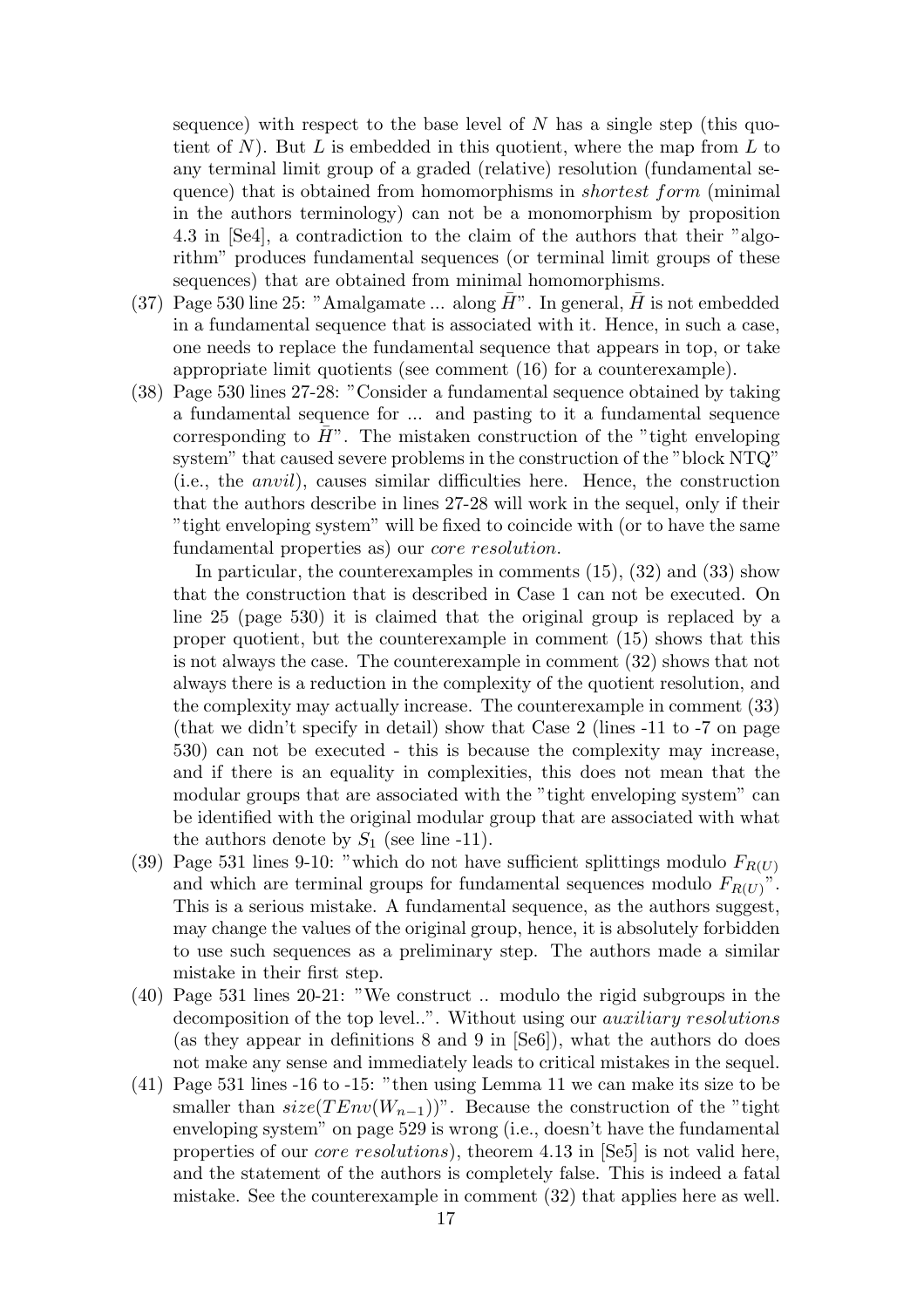sequence) with respect to the base level of $N$ has a single step (this quotient of $N$). But $L$ is embedded in this quotient, where the map from $L$ to any terminal limit group of a graded (relative) resolution (fundamental sequence) that is obtained from homomorphisms in *shortest form* (minimal in the authors terminology) can not be a monomorphism by proposition 4.3 in [Se4], a contradiction to the claim of the authors that their "algorithm" produces fundamental sequences (or terminal limit groups of these sequences) that are obtained from minimal homomorphisms.

(37) Page 530 line 25: "Amalgamate ... along $\bar{H}$". In general, $\bar{H}$ is not embedded in a fundamental sequence that is associated with it. Hence, in such a case, one needs to replace the fundamental sequence that appears in top, or take appropriate limit quotients (see comment (16) for a counterexample).

(38) Page 530 lines 27-28: "Consider a fundamental sequence obtained by taking a fundamental sequence for ... and pasting to it a fundamental sequence corresponding to $\bar{H}$". The mistaken construction of the "tight enveloping system" that caused severe problems in the construction of the "block NTQ" (i.e., the *anvil*), causes similar difficulties here. Hence, the construction that the authors describe in lines 27-28 will work in the sequel, only if their "tight enveloping system" will be fixed to coincide with (or to have the same fundamental properties as) our *core resolution*.

In particular, the counterexamples in comments (15), (32) and (33) show that the construction that is described in Case 1 can not be executed. On line 25 (page 530) it is claimed that the original group is replaced by a proper quotient, but the counterexample in comment (15) shows that this is not always the case. The counterexample in comment (32) shows that not always there is a reduction in the complexity of the quotient resolution, and the complexity may actually increase. The counterexample in comment (33) (that we didn't specify in detail) show that Case 2 (lines -11 to -7 on page 530) can not be executed - this is because the complexity may increase, and if there is an equality in complexities, this does not mean that the modular groups that are associated with the "tight enveloping system" can be identified with the original modular group that are associated with what the authors denote by $S_1$ (see line -11).

(39) Page 531 lines 9-10: "which do not have sufficient splittings modulo $F_{R(U)}$ and which are terminal groups for fundamental sequences modulo $F_{R(U)}$". This is a serious mistake. A fundamental sequence, as the authors suggest, may change the values of the original group, hence, it is absolutely forbidden to use such sequences as a preliminary step. The authors made a similar mistake in their first step.

(40) Page 531 lines 20-21: "We construct .. modulo the rigid subgroups in the decomposition of the top level..". Without using our *auxiliary resolutions* (as they appear in definitions 8 and 9 in [Se6]), what the authors do does not make any sense and immediately leads to critical mistakes in the sequel.

(41) Page 531 lines -16 to -15: "then using Lemma 11 we can make its size to be smaller than $size(TEnv(W_{n-1}))$". Because the construction of the "tight enveloping system" on page 529 is wrong (i.e., doesn't have the fundamental properties of our *core resolutions*), theorem 4.13 in [Se5] is not valid here, and the statement of the authors is completely false. This is indeed a fatal mistake. See the counterexample in comment (32) that applies here as well.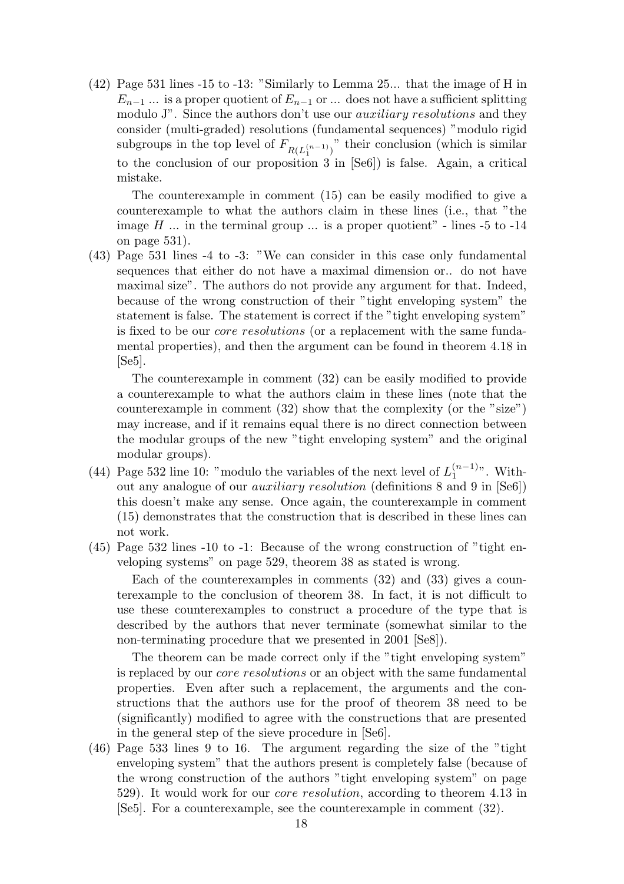(42) Page 531 lines -15 to -13: "Similarly to Lemma 25... that the image of H in $E_{n-1}$ ... is a proper quotient of $E_{n-1}$ or ... does not have a sufficient splitting modulo J". Since the authors don't use our *auxiliary resolutions* and they consider (multi-graded) resolutions (fundamental sequences) "modulo rigid subgroups in the top level of $F_{R(L_1^{(n-1)})}$" their conclusion (which is similar to the conclusion of our proposition 3 in [Se6]) is false. Again, a critical mistake.

    The counterexample in comment (15) can be easily modified to give a counterexample to what the authors claim in these lines (i.e., that "the image $H$ ... in the terminal group ... is a proper quotient" - lines -5 to -14 on page 531).

(43) Page 531 lines -4 to -3: "We can consider in this case only fundamental sequences that either do not have a maximal dimension or.. do not have maximal size". The authors do not provide any argument for that. Indeed, because of the wrong construction of their "tight enveloping system" the statement is false. The statement is correct if the "tight enveloping system" is fixed to be our *core resolutions* (or a replacement with the same fundamental properties), and then the argument can be found in theorem 4.18 in [Se5].

    The counterexample in comment (32) can be easily modified to provide a counterexample to what the authors claim in these lines (note that the counterexample in comment (32) show that the complexity (or the "size") may increase, and if it remains equal there is no direct connection between the modular groups of the new "tight enveloping system" and the original modular groups).

(44) Page 532 line 10: "modulo the variables of the next level of $L_1^{(n-1)}$". Without any analogue of our *auxiliary resolution* (definitions 8 and 9 in [Se6]) this doesn't make any sense. Once again, the counterexample in comment (15) demonstrates that the construction that is described in these lines can not work.

(45) Page 532 lines -10 to -1: Because of the wrong construction of "tight enveloping systems" on page 529, theorem 38 as stated is wrong.

    Each of the counterexamples in comments (32) and (33) gives a counterexample to the conclusion of theorem 38. In fact, it is not difficult to use these counterexamples to construct a procedure of the type that is described by the authors that never terminate (somewhat similar to the non-terminating procedure that we presented in 2001 [Se8]).

    The theorem can be made correct only if the "tight enveloping system" is replaced by our *core resolutions* or an object with the same fundamental properties. Even after such a replacement, the arguments and the constructions that the authors use for the proof of theorem 38 need to be (significantly) modified to agree with the constructions that are presented in the general step of the sieve procedure in [Se6].

(46) Page 533 lines 9 to 16. The argument regarding the size of the "tight enveloping system" that the authors present is completely false (because of the wrong construction of the authors "tight enveloping system" on page 529). It would work for our *core resolution*, according to theorem 4.13 in [Se5]. For a counterexample, see the counterexample in comment (32).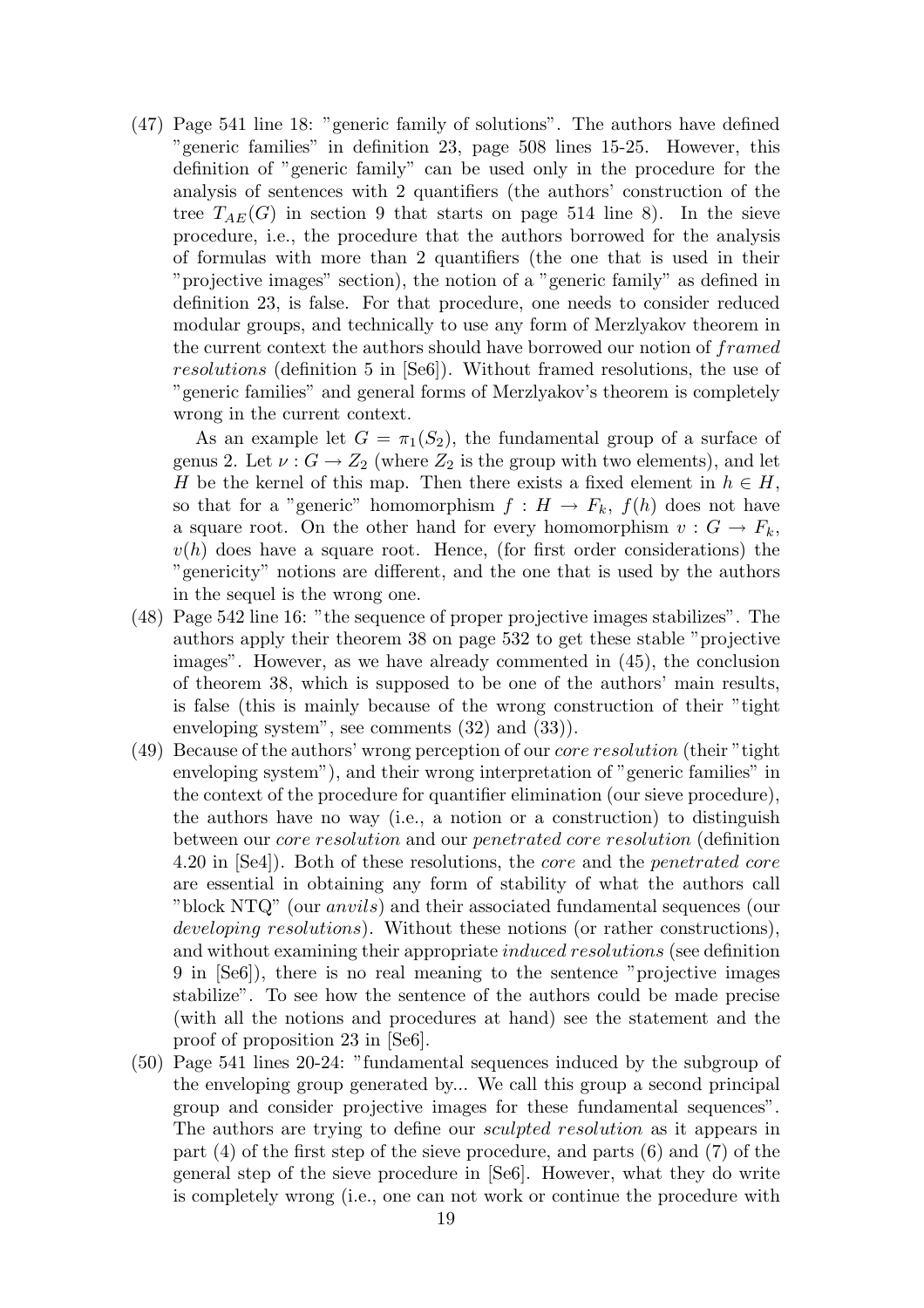(47) Page 541 line 18: "generic family of solutions". The authors have defined "generic families" in definition 23, page 508 lines 15-25. However, this definition of "generic family" can be used only in the procedure for the analysis of sentences with 2 quantifiers (the authors' construction of the tree $T_{AE}(G)$ in section 9 that starts on page 514 line 8). In the sieve procedure, i.e., the procedure that the authors borrowed for the analysis of formulas with more than 2 quantifiers (the one that is used in their "projective images" section), the notion of a "generic family" as defined in definition 23, is false. For that procedure, one needs to consider reduced modular groups, and technically to use any form of Merzlyakov theorem in the current context the authors should have borrowed our notion of *framed resolutions* (definition 5 in [Se6]). Without framed resolutions, the use of "generic families" and general forms of Merzlyakov's theorem is completely wrong in the current context.

    As an example let $G = \pi_1(S_2)$, the fundamental group of a surface of genus 2. Let $\nu : G \to Z_2$ (where $Z_2$ is the group with two elements), and let $H$ be the kernel of this map. Then there exists a fixed element in $h \in H$, so that for a "generic" homomorphism $f : H \to F_k$, $f(h)$ does not have a square root. On the other hand for every homomorphism $v : G \to F_k$, $v(h)$ does have a square root. Hence, (for first order considerations) the "genericity" notions are different, and the one that is used by the authors in the sequel is the wrong one.

(48) Page 542 line 16: "the sequence of proper projective images stabilizes". The authors apply their theorem 38 on page 532 to get these stable "projective images". However, as we have already commented in (45), the conclusion of theorem 38, which is supposed to be one of the authors' main results, is false (this is mainly because of the wrong construction of their "tight enveloping system", see comments (32) and (33)).

(49) Because of the authors' wrong perception of our *core resolution* (their "tight enveloping system"), and their wrong interpretation of "generic families" in the context of the procedure for quantifier elimination (our sieve procedure), the authors have no way (i.e., a notion or a construction) to distinguish between our *core resolution* and our *penetrated core resolution* (definition 4.20 in [Se4]). Both of these resolutions, the *core* and the *penetrated core* are essential in obtaining any form of stability of what the authors call "block NTQ" (our *anvils*) and their associated fundamental sequences (our *developing resolutions*). Without these notions (or rather constructions), and without examining their appropriate *induced resolutions* (see definition 9 in [Se6]), there is no real meaning to the sentence "projective images stabilize". To see how the sentence of the authors could be made precise (with all the notions and procedures at hand) see the statement and the proof of proposition 23 in [Se6].

(50) Page 541 lines 20-24: "fundamental sequences induced by the subgroup of the enveloping group generated by... We call this group a second principal group and consider projective images for these fundamental sequences". The authors are trying to define our *sculpted resolution* as it appears in part (4) of the first step of the sieve procedure, and parts (6) and (7) of the general step of the sieve procedure in [Se6]. However, what they do write is completely wrong (i.e., one can not work or continue the procedure with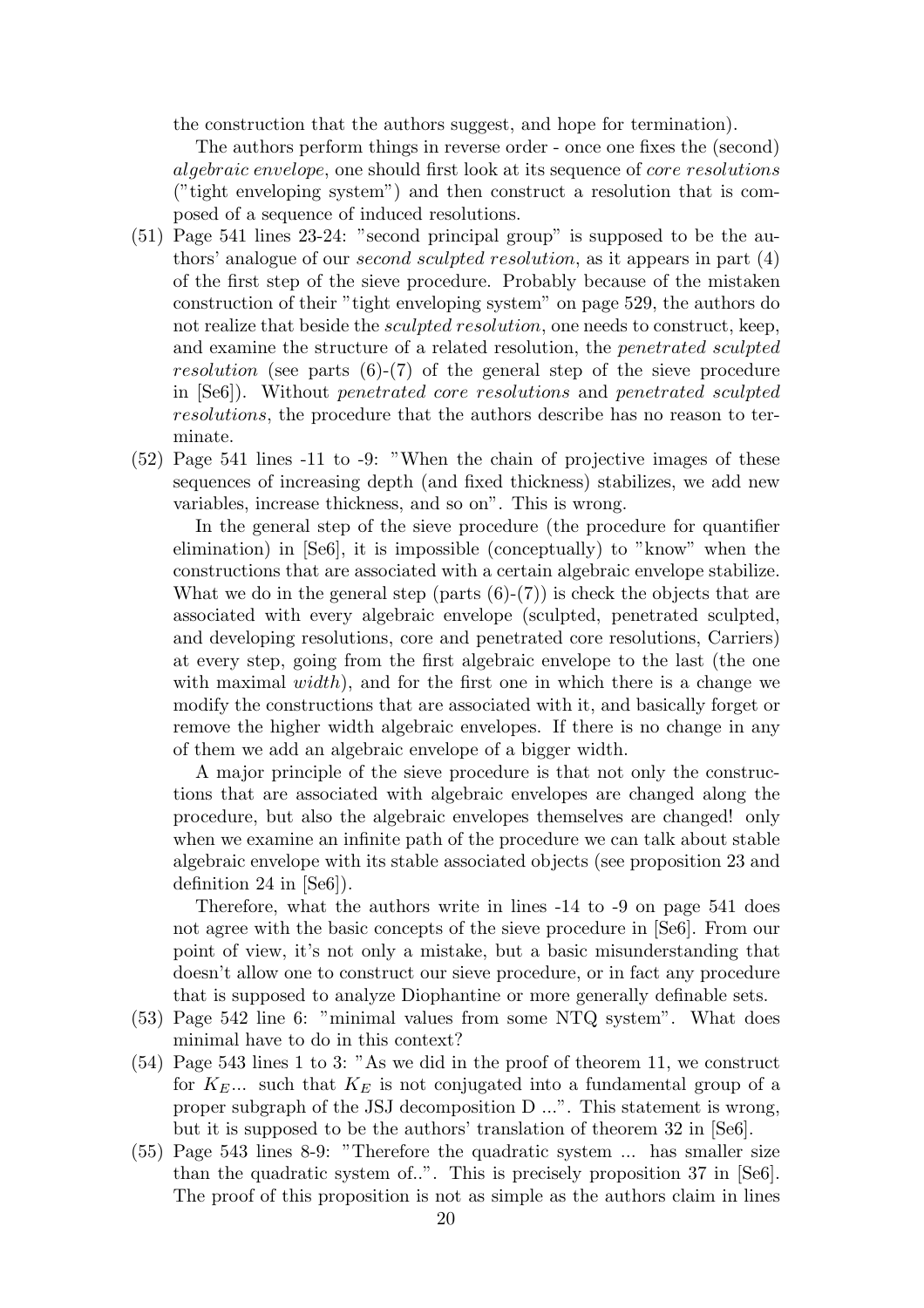the construction that the authors suggest, and hope for termination).

The authors perform things in reverse order - once one fixes the (second) *algebraic envelope*, one should first look at its sequence of *core resolutions* ("tight enveloping system") and then construct a resolution that is composed of a sequence of induced resolutions.

(51) Page 541 lines 23-24: "second principal group" is supposed to be the authors' analogue of our *second sculpted resolution*, as it appears in part (4) of the first step of the sieve procedure. Probably because of the mistaken construction of their "tight enveloping system" on page 529, the authors do not realize that beside the *sculpted resolution*, one needs to construct, keep, and examine the structure of a related resolution, the *penetrated sculpted resolution* (see parts (6)-(7) of the general step of the sieve procedure in [Se6]). Without *penetrated core resolutions* and *penetrated sculpted resolutions*, the procedure that the authors describe has no reason to terminate.

(52) Page 541 lines -11 to -9: "When the chain of projective images of these sequences of increasing depth (and fixed thickness) stabilizes, we add new variables, increase thickness, and so on". This is wrong.

In the general step of the sieve procedure (the procedure for quantifier elimination) in [Se6], it is impossible (conceptually) to "know" when the constructions that are associated with a certain algebraic envelope stabilize. What we do in the general step (parts (6)-(7)) is check the objects that are associated with every algebraic envelope (sculpted, penetrated sculpted, and developing resolutions, core and penetrated core resolutions, Carriers) at every step, going from the first algebraic envelope to the last (the one with maximal *width*), and for the first one in which there is a change we modify the constructions that are associated with it, and basically forget or remove the higher width algebraic envelopes. If there is no change in any of them we add an algebraic envelope of a bigger width.

A major principle of the sieve procedure is that not only the constructions that are associated with algebraic envelopes are changed along the procedure, but also the algebraic envelopes themselves are changed! only when we examine an infinite path of the procedure we can talk about stable algebraic envelope with its stable associated objects (see proposition 23 and definition 24 in [Se6]).

Therefore, what the authors write in lines -14 to -9 on page 541 does not agree with the basic concepts of the sieve procedure in [Se6]. From our point of view, it's not only a mistake, but a basic misunderstanding that doesn't allow one to construct our sieve procedure, or in fact any procedure that is supposed to analyze Diophantine or more generally definable sets.

(53) Page 542 line 6: "minimal values from some NTQ system". What does minimal have to do in this context?

(54) Page 543 lines 1 to 3: "As we did in the proof of theorem 11, we construct for $K_E$... such that $K_E$ is not conjugated into a fundamental group of a proper subgraph of the JSJ decomposition D ...". This statement is wrong, but it is supposed to be the authors' translation of theorem 32 in [Se6].

(55) Page 543 lines 8-9: "Therefore the quadratic system ... has smaller size than the quadratic system of..". This is precisely proposition 37 in [Se6]. The proof of this proposition is not as simple as the authors claim in lines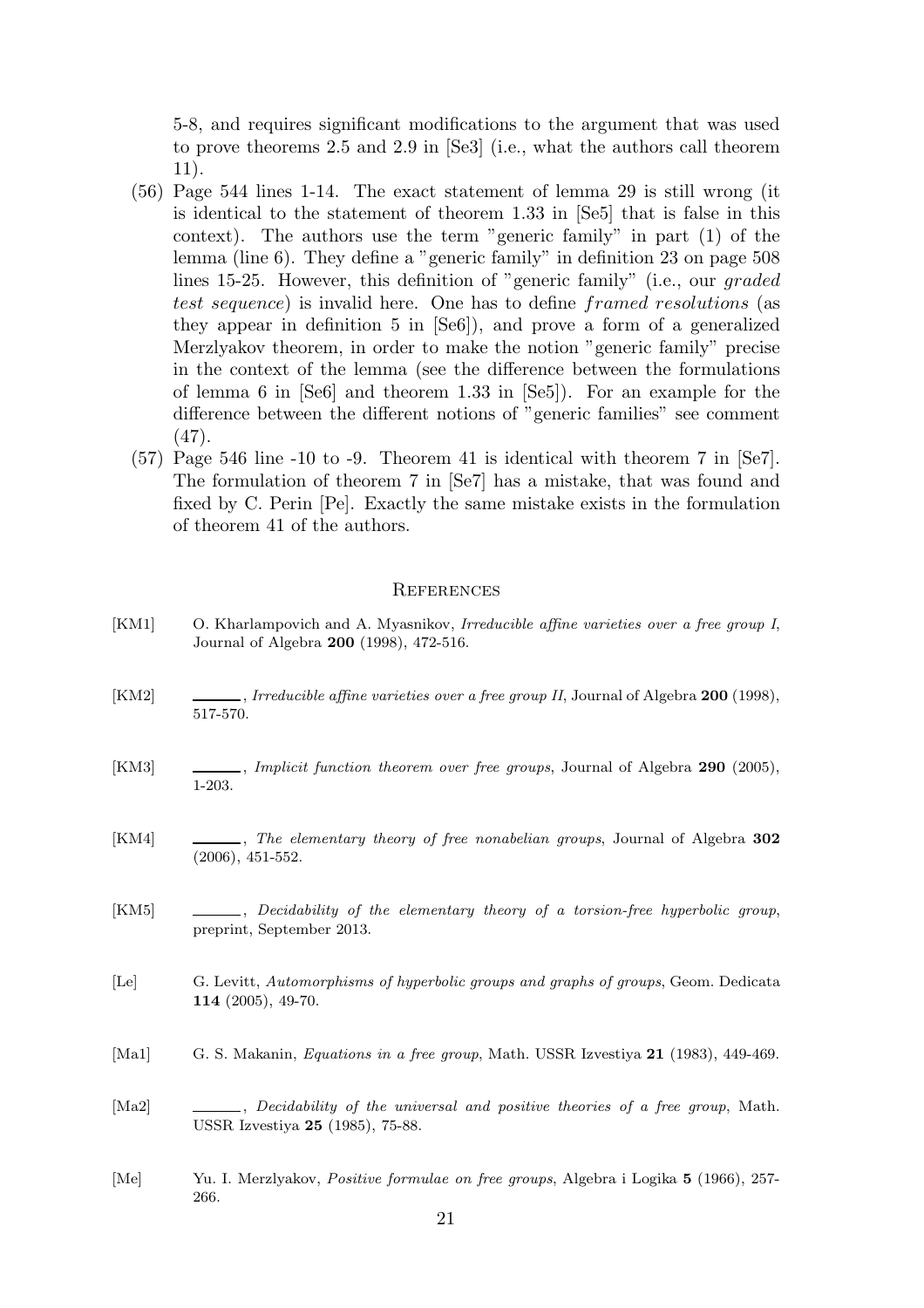5-8, and requires significant modifications to the argument that was used to prove theorems 2.5 and 2.9 in [Se3] (i.e., what the authors call theorem 11).

(56) Page 544 lines 1-14. The exact statement of lemma 29 is still wrong (it is identical to the statement of theorem 1.33 in [Se5] that is false in this context). The authors use the term "generic family" in part (1) of the lemma (line 6). They define a "generic family" in definition 23 on page 508 lines 15-25. However, this definition of "generic family" (i.e., our *graded test sequence*) is invalid here. One has to define *framed resolutions* (as they appear in definition 5 in [Se6]), and prove a form of a generalized Merzlyakov theorem, in order to make the notion "generic family" precise in the context of the lemma (see the difference between the formulations of lemma 6 in [Se6] and theorem 1.33 in [Se5]). For an example for the difference between the different notions of "generic families" see comment (47).

(57) Page 546 line -10 to -9. Theorem 41 is identical with theorem 7 in [Se7]. The formulation of theorem 7 in [Se7] has a mistake, that was found and fixed by C. Perin [Pe]. Exactly the same mistake exists in the formulation of theorem 41 of the authors.

## References

[KM1] O. Kharlampovich and A. Myasnikov, *Irreducible affine varieties over a free group I*, Journal of Algebra **200** (1998), 472-516.

[KM2] ———, *Irreducible affine varieties over a free group II*, Journal of Algebra **200** (1998), 517-570.

[KM3] ———, *Implicit function theorem over free groups*, Journal of Algebra **290** (2005), 1-203.

[KM4] ———, *The elementary theory of free nonabelian groups*, Journal of Algebra **302** (2006), 451-552.

[KM5] ———, *Decidability of the elementary theory of a torsion-free hyperbolic group*, preprint, September 2013.

[Le] G. Levitt, *Automorphisms of hyperbolic groups and graphs of groups*, Geom. Dedicata **114** (2005), 49-70.

[Ma1] G. S. Makanin, *Equations in a free group*, Math. USSR Izvestiya **21** (1983), 449-469.

[Ma2] ———, *Decidability of the universal and positive theories of a free group*, Math. USSR Izvestiya **25** (1985), 75-88.

[Me] Yu. I. Merzlyakov, *Positive formulae on free groups*, Algebra i Logika **5** (1966), 257-266.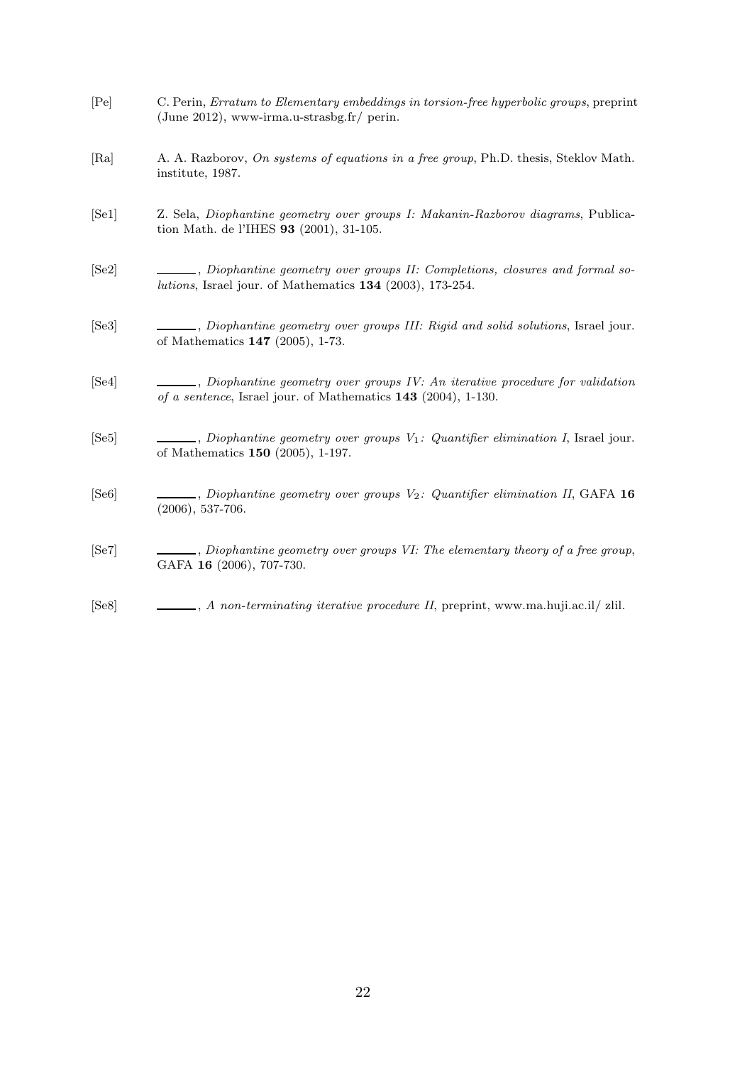[Pe] C. Perin, *Erratum to Elementary embeddings in torsion-free hyperbolic groups*, preprint (June 2012), www-irma.u-strasbg.fr/ perin.

[Ra] A. A. Razborov, *On systems of equations in a free group*, Ph.D. thesis, Steklov Math. institute, 1987.

[Se1] Z. Sela, *Diophantine geometry over groups I: Makanin-Razborov diagrams*, Publication Math. de l'IHES **93** (2001), 31-105.

[Se2] ______, *Diophantine geometry over groups II: Completions, closures and formal solutions*, Israel jour. of Mathematics **134** (2003), 173-254.

[Se3] ______, *Diophantine geometry over groups III: Rigid and solid solutions*, Israel jour. of Mathematics **147** (2005), 1-73.

[Se4] ______, *Diophantine geometry over groups IV: An iterative procedure for validation of a sentence*, Israel jour. of Mathematics **143** (2004), 1-130.

[Se5] ______, *Diophantine geometry over groups $V_1$: Quantifier elimination I*, Israel jour. of Mathematics **150** (2005), 1-197.

[Se6] ______, *Diophantine geometry over groups $V_2$: Quantifier elimination II*, GAFA **16** (2006), 537-706.

[Se7] ______, *Diophantine geometry over groups VI: The elementary theory of a free group*, GAFA **16** (2006), 707-730.

[Se8] ______, *A non-terminating iterative procedure II*, preprint, www.ma.huji.ac.il/ zlil.